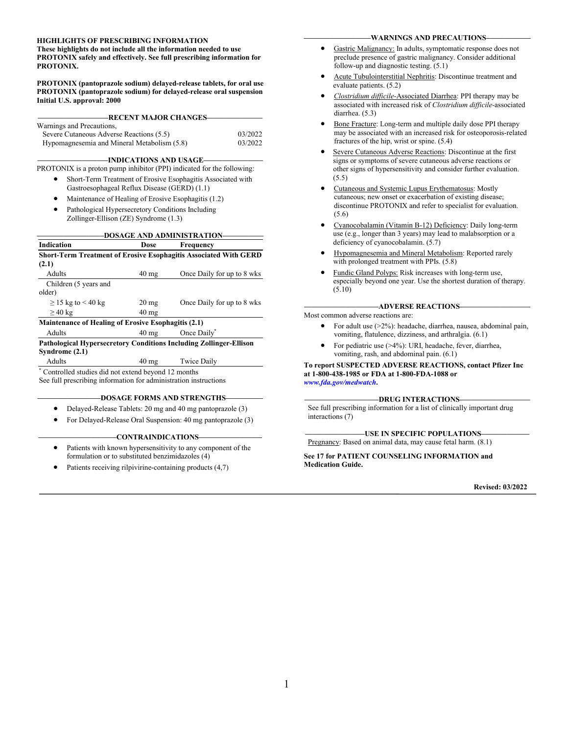**HIGHLIGHTS OF PRESCRIBING INFORMATION**
**These highlights do not include all the information needed to use PROTONIX safely and effectively. See full prescribing information for PROTONIX.**

**PROTONIX (pantoprazole sodium) delayed-release tablets, for oral use**
**PROTONIX (pantoprazole sodium) for delayed-release oral suspension**
**Initial U.S. approval: 2000**

## RECENT MAJOR CHANGES

| Warnings and Precautions, | |
|---|---|
| Severe Cutaneous Adverse Reactions (5.5) | 03/2022 |
| Hypomagnesemia and Mineral Metabolism (5.8) | 03/2022 |

## INDICATIONS AND USAGE

PROTONIX is a proton pump inhibitor (PPI) indicated for the following:

- Short-Term Treatment of Erosive Esophagitis Associated with Gastroesophageal Reflux Disease (GERD) (1.1)
- Maintenance of Healing of Erosive Esophagitis (1.2)
- Pathological Hypersecretory Conditions Including Zollinger-Ellison (ZE) Syndrome (1.3)

## DOSAGE AND ADMINISTRATION

| Indication | Dose | Frequency |
|---|---|---|
| **Short-Term Treatment of Erosive Esophagitis Associated With GERD (2.1)** | | |
| Adults | 40 mg | Once Daily for up to 8 wks |
| Children (5 years and older) | | |
| ≥ 15 kg to < 40 kg | 20 mg | Once Daily for up to 8 wks |
| ≥ 40 kg | 40 mg | |
| **Maintenance of Healing of Erosive Esophagitis (2.1)** | | |
| Adults | 40 mg | Once Daily* |
| **Pathological Hypersecretory Conditions Including Zollinger-Ellison Syndrome (2.1)** | | |
| Adults | 40 mg | Twice Daily |

* Controlled studies did not extend beyond 12 months
See full prescribing information for administration instructions

## DOSAGE FORMS AND STRENGTHS

- Delayed-Release Tablets: 20 mg and 40 mg pantoprazole (3)
- For Delayed-Release Oral Suspension: 40 mg pantoprazole (3)

## CONTRAINDICATIONS

- Patients with known hypersensitivity to any component of the formulation or to substituted benzimidazoles (4)
- Patients receiving rilpivirine-containing products (4,7)

## WARNINGS AND PRECAUTIONS

- Gastric Malignancy: In adults, symptomatic response does not preclude presence of gastric malignancy. Consider additional follow-up and diagnostic testing. (5.1)
- Acute Tubulointerstitial Nephritis: Discontinue treatment and evaluate patients. (5.2)
- *Clostridium difficile*-Associated Diarrhea: PPI therapy may be associated with increased risk of *Clostridium difficile*-associated diarrhea. (5.3)
- Bone Fracture: Long-term and multiple daily dose PPI therapy may be associated with an increased risk for osteoporosis-related fractures of the hip, wrist or spine. (5.4)
- Severe Cutaneous Adverse Reactions: Discontinue at the first signs or symptoms of severe cutaneous adverse reactions or other signs of hypersensitivity and consider further evaluation. (5.5)
- Cutaneous and Systemic Lupus Erythematosus: Mostly cutaneous; new onset or exacerbation of existing disease; discontinue PROTONIX and refer to specialist for evaluation. (5.6)
- Cyanocobalamin (Vitamin B-12) Deficiency: Daily long-term use (e.g., longer than 3 years) may lead to malabsorption or a deficiency of cyanocobalamin. (5.7)
- Hypomagnesemia and Mineral Metabolism: Reported rarely with prolonged treatment with PPIs. (5.8)
- Fundic Gland Polyps: Risk increases with long-term use, especially beyond one year. Use the shortest duration of therapy. (5.10)

## ADVERSE REACTIONS

Most common adverse reactions are:

- For adult use (>2%): headache, diarrhea, nausea, abdominal pain, vomiting, flatulence, dizziness, and arthralgia. (6.1)
- For pediatric use (>4%): URI, headache, fever, diarrhea, vomiting, rash, and abdominal pain. (6.1)

**To report SUSPECTED ADVERSE REACTIONS, contact Pfizer Inc at 1-800-438-1985 or FDA at 1-800-FDA-1088 or *www.fda.gov/medwatch*.**

## DRUG INTERACTIONS

See full prescribing information for a list of clinically important drug interactions (7)

## USE IN SPECIFIC POPULATIONS

Pregnancy: Based on animal data, may cause fetal harm. (8.1)

**See 17 for PATIENT COUNSELING INFORMATION and Medication Guide.**

**Revised: 03/2022**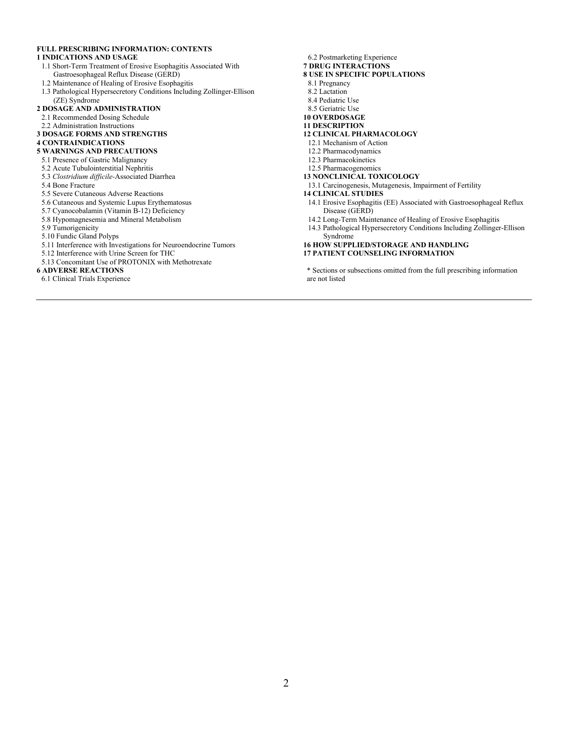**FULL PRESCRIBING INFORMATION: CONTENTS**

**1 INDICATIONS AND USAGE**
- 1.1 Short-Term Treatment of Erosive Esophagitis Associated With Gastroesophageal Reflux Disease (GERD)
- 1.2 Maintenance of Healing of Erosive Esophagitis
- 1.3 Pathological Hypersecretory Conditions Including Zollinger-Ellison (ZE) Syndrome

**2 DOSAGE AND ADMINISTRATION**
- 2.1 Recommended Dosing Schedule
- 2.2 Administration Instructions

**3 DOSAGE FORMS AND STRENGTHS**

**4 CONTRAINDICATIONS**

**5 WARNINGS AND PRECAUTIONS**
- 5.1 Presence of Gastric Malignancy
- 5.2 Acute Tubulointerstitial Nephritis
- 5.3 *Clostridium difficile*-Associated Diarrhea
- 5.4 Bone Fracture
- 5.5 Severe Cutaneous Adverse Reactions
- 5.6 Cutaneous and Systemic Lupus Erythematosus
- 5.7 Cyanocobalamin (Vitamin B-12) Deficiency
- 5.8 Hypomagnesemia and Mineral Metabolism
- 5.9 Tumorigenicity
- 5.10 Fundic Gland Polyps
- 5.11 Interference with Investigations for Neuroendocrine Tumors
- 5.12 Interference with Urine Screen for THC
- 5.13 Concomitant Use of PROTONIX with Methotrexate

**6 ADVERSE REACTIONS**
- 6.1 Clinical Trials Experience
- 6.2 Postmarketing Experience

**7 DRUG INTERACTIONS**

**8 USE IN SPECIFIC POPULATIONS**
- 8.1 Pregnancy
- 8.2 Lactation
- 8.4 Pediatric Use
- 8.5 Geriatric Use

**10 OVERDOSAGE**

**11 DESCRIPTION**

**12 CLINICAL PHARMACOLOGY**
- 12.1 Mechanism of Action
- 12.2 Pharmacodynamics
- 12.3 Pharmacokinetics
- 12.5 Pharmacogenomics

**13 NONCLINICAL TOXICOLOGY**
- 13.1 Carcinogenesis, Mutagenesis, Impairment of Fertility

**14 CLINICAL STUDIES**
- 14.1 Erosive Esophagitis (EE) Associated with Gastroesophageal Reflux Disease (GERD)
- 14.2 Long-Term Maintenance of Healing of Erosive Esophagitis
- 14.3 Pathological Hypersecretory Conditions Including Zollinger-Ellison Syndrome

**16 HOW SUPPLIED/STORAGE AND HANDLING**

**17 PATIENT COUNSELING INFORMATION**

\* Sections or subsections omitted from the full prescribing information are not listed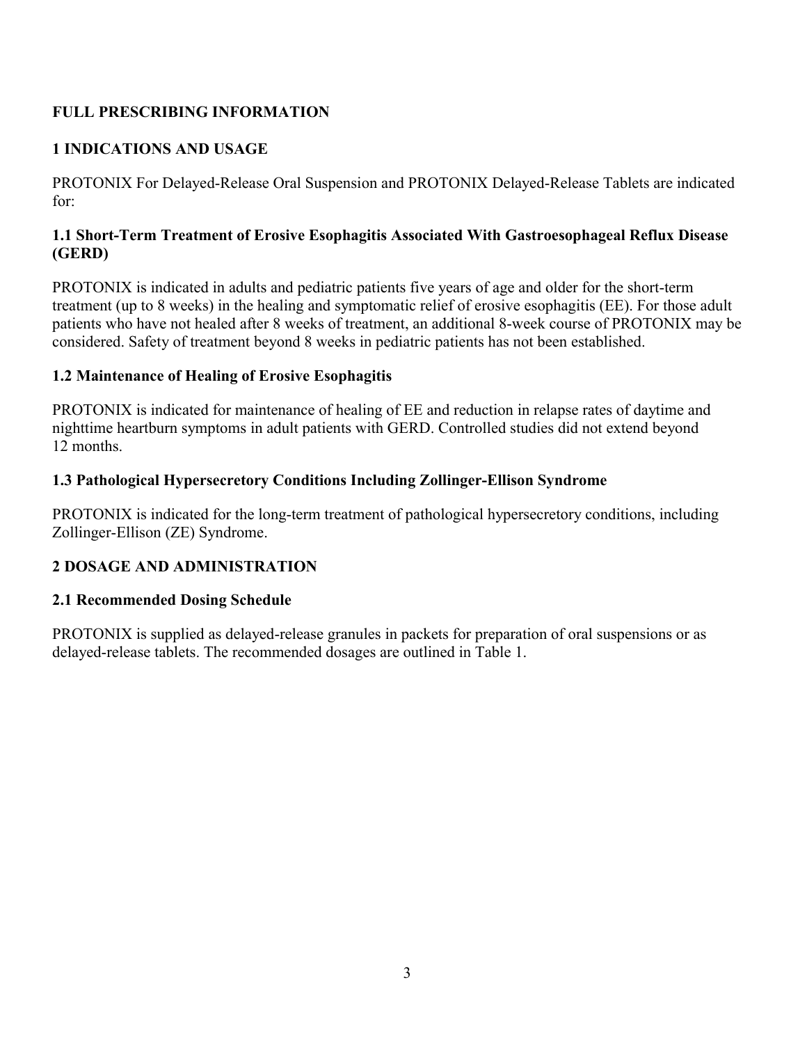# FULL PRESCRIBING INFORMATION

## 1 INDICATIONS AND USAGE

PROTONIX For Delayed-Release Oral Suspension and PROTONIX Delayed-Release Tablets are indicated for:

### 1.1 Short-Term Treatment of Erosive Esophagitis Associated With Gastroesophageal Reflux Disease (GERD)

PROTONIX is indicated in adults and pediatric patients five years of age and older for the short-term treatment (up to 8 weeks) in the healing and symptomatic relief of erosive esophagitis (EE). For those adult patients who have not healed after 8 weeks of treatment, an additional 8-week course of PROTONIX may be considered. Safety of treatment beyond 8 weeks in pediatric patients has not been established.

### 1.2 Maintenance of Healing of Erosive Esophagitis

PROTONIX is indicated for maintenance of healing of EE and reduction in relapse rates of daytime and nighttime heartburn symptoms in adult patients with GERD. Controlled studies did not extend beyond 12 months.

### 1.3 Pathological Hypersecretory Conditions Including Zollinger-Ellison Syndrome

PROTONIX is indicated for the long-term treatment of pathological hypersecretory conditions, including Zollinger-Ellison (ZE) Syndrome.

## 2 DOSAGE AND ADMINISTRATION

### 2.1 Recommended Dosing Schedule

PROTONIX is supplied as delayed-release granules in packets for preparation of oral suspensions or as delayed-release tablets. The recommended dosages are outlined in Table 1.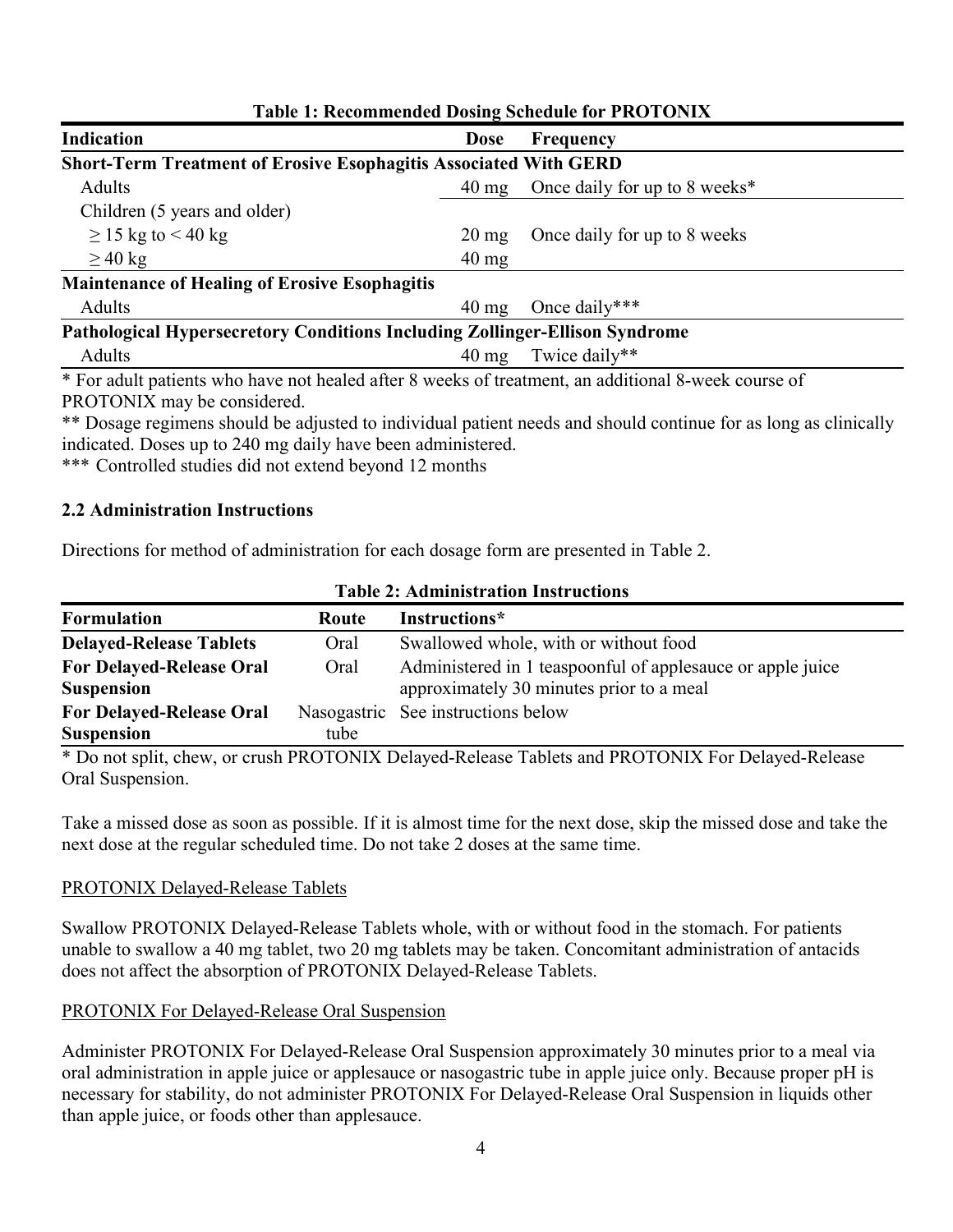**Table 1: Recommended Dosing Schedule for PROTONIX**

| Indication | Dose | Frequency |
|---|---|---|
| **Short-Term Treatment of Erosive Esophagitis Associated With GERD** | | |
| Adults | 40 mg | Once daily for up to 8 weeks* |
| Children (5 years and older) | | |
| ≥ 15 kg to < 40 kg | 20 mg | Once daily for up to 8 weeks |
| ≥ 40 kg | 40 mg | |
| **Maintenance of Healing of Erosive Esophagitis** | | |
| Adults | 40 mg | Once daily*** |
| **Pathological Hypersecretory Conditions Including Zollinger-Ellison Syndrome** | | |
| Adults | 40 mg | Twice daily** |

* For adult patients who have not healed after 8 weeks of treatment, an additional 8-week course of PROTONIX may be considered.

** Dosage regimens should be adjusted to individual patient needs and should continue for as long as clinically indicated. Doses up to 240 mg daily have been administered.

*** Controlled studies did not extend beyond 12 months

### 2.2 Administration Instructions

Directions for method of administration for each dosage form are presented in Table 2.

**Table 2: Administration Instructions**

| Formulation | Route | Instructions* |
|---|---|---|
| **Delayed-Release Tablets** | Oral | Swallowed whole, with or without food |
| **For Delayed-Release Oral Suspension** | Oral | Administered in 1 teaspoonful of applesauce or apple juice approximately 30 minutes prior to a meal |
| **For Delayed-Release Oral Suspension** | Nasogastric tube | See instructions below |

* Do not split, chew, or crush PROTONIX Delayed-Release Tablets and PROTONIX For Delayed-Release Oral Suspension.

Take a missed dose as soon as possible. If it is almost time for the next dose, skip the missed dose and take the next dose at the regular scheduled time. Do not take 2 doses at the same time.

PROTONIX Delayed-Release Tablets

Swallow PROTONIX Delayed-Release Tablets whole, with or without food in the stomach. For patients unable to swallow a 40 mg tablet, two 20 mg tablets may be taken. Concomitant administration of antacids does not affect the absorption of PROTONIX Delayed-Release Tablets.

PROTONIX For Delayed-Release Oral Suspension

Administer PROTONIX For Delayed-Release Oral Suspension approximately 30 minutes prior to a meal via oral administration in apple juice or applesauce or nasogastric tube in apple juice only. Because proper pH is necessary for stability, do not administer PROTONIX For Delayed-Release Oral Suspension in liquids other than apple juice, or foods other than applesauce.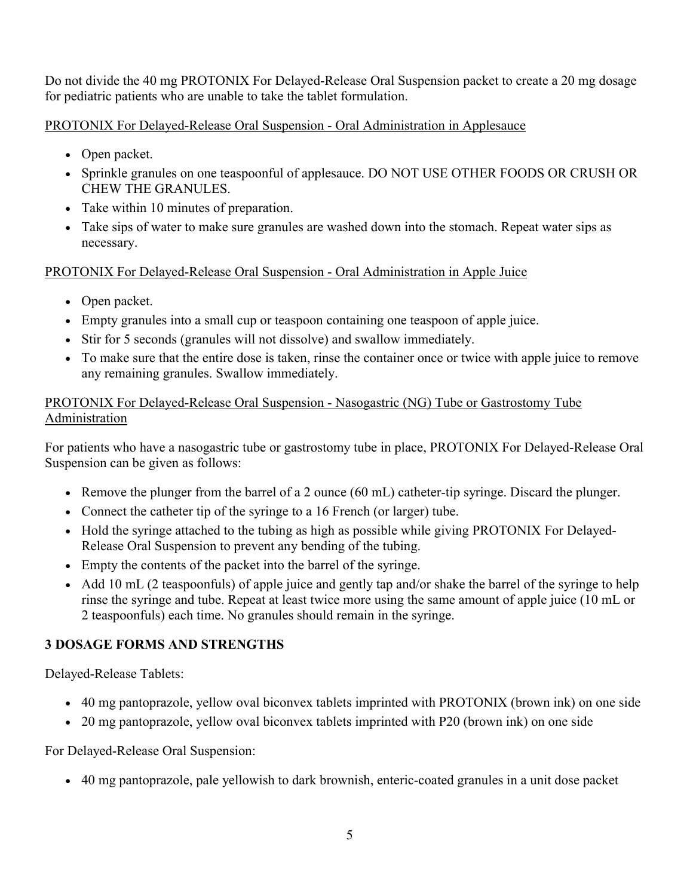Do not divide the 40 mg PROTONIX For Delayed-Release Oral Suspension packet to create a 20 mg dosage for pediatric patients who are unable to take the tablet formulation.

<u>PROTONIX For Delayed-Release Oral Suspension - Oral Administration in Applesauce</u>

- Open packet.
- Sprinkle granules on one teaspoonful of applesauce. DO NOT USE OTHER FOODS OR CRUSH OR CHEW THE GRANULES.
- Take within 10 minutes of preparation.
- Take sips of water to make sure granules are washed down into the stomach. Repeat water sips as necessary.

<u>PROTONIX For Delayed-Release Oral Suspension - Oral Administration in Apple Juice</u>

- Open packet.
- Empty granules into a small cup or teaspoon containing one teaspoon of apple juice.
- Stir for 5 seconds (granules will not dissolve) and swallow immediately.
- To make sure that the entire dose is taken, rinse the container once or twice with apple juice to remove any remaining granules. Swallow immediately.

<u>PROTONIX For Delayed-Release Oral Suspension - Nasogastric (NG) Tube or Gastrostomy Tube Administration</u>

For patients who have a nasogastric tube or gastrostomy tube in place, PROTONIX For Delayed-Release Oral Suspension can be given as follows:

- Remove the plunger from the barrel of a 2 ounce (60 mL) catheter-tip syringe. Discard the plunger.
- Connect the catheter tip of the syringe to a 16 French (or larger) tube.
- Hold the syringe attached to the tubing as high as possible while giving PROTONIX For Delayed-Release Oral Suspension to prevent any bending of the tubing.
- Empty the contents of the packet into the barrel of the syringe.
- Add 10 mL (2 teaspoonfuls) of apple juice and gently tap and/or shake the barrel of the syringe to help rinse the syringe and tube. Repeat at least twice more using the same amount of apple juice (10 mL or 2 teaspoonfuls) each time. No granules should remain in the syringe.

## 3 DOSAGE FORMS AND STRENGTHS

Delayed-Release Tablets:

- 40 mg pantoprazole, yellow oval biconvex tablets imprinted with PROTONIX (brown ink) on one side
- 20 mg pantoprazole, yellow oval biconvex tablets imprinted with P20 (brown ink) on one side

For Delayed-Release Oral Suspension:

- 40 mg pantoprazole, pale yellowish to dark brownish, enteric-coated granules in a unit dose packet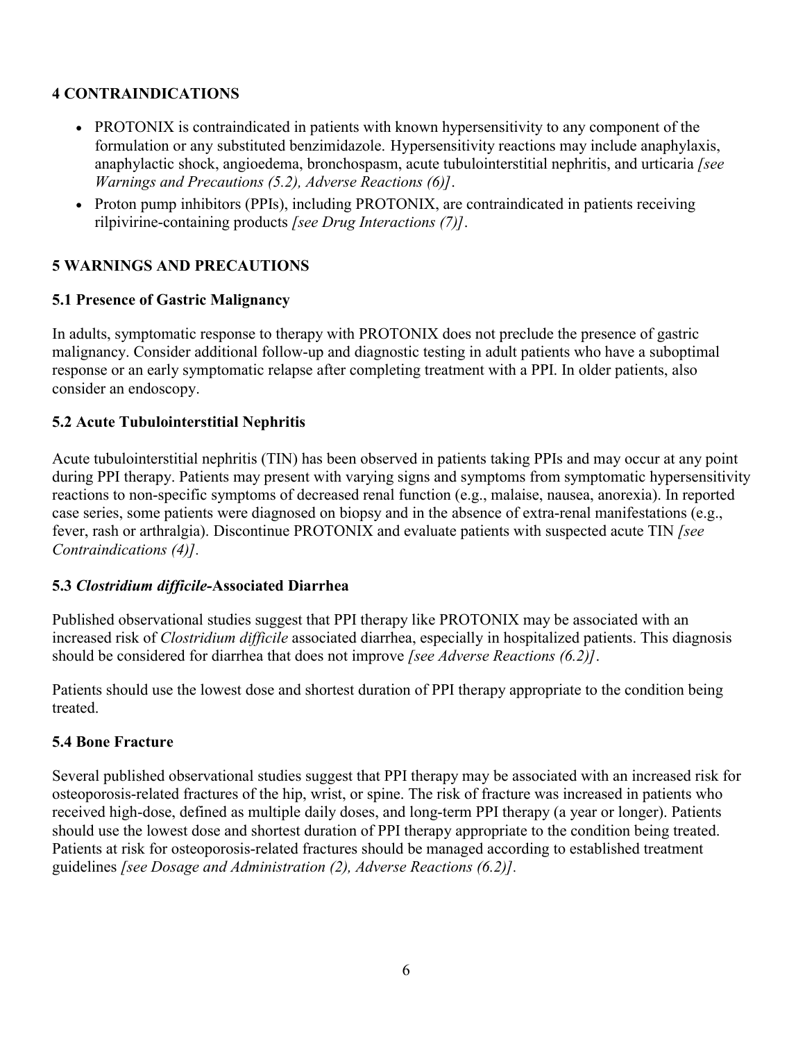## 4 CONTRAINDICATIONS

- PROTONIX is contraindicated in patients with known hypersensitivity to any component of the formulation or any substituted benzimidazole. Hypersensitivity reactions may include anaphylaxis, anaphylactic shock, angioedema, bronchospasm, acute tubulointerstitial nephritis, and urticaria *[see Warnings and Precautions (5.2), Adverse Reactions (6)]*.
- Proton pump inhibitors (PPIs), including PROTONIX, are contraindicated in patients receiving rilpivirine-containing products *[see Drug Interactions (7)]*.

## 5 WARNINGS AND PRECAUTIONS

### 5.1 Presence of Gastric Malignancy

In adults, symptomatic response to therapy with PROTONIX does not preclude the presence of gastric malignancy. Consider additional follow-up and diagnostic testing in adult patients who have a suboptimal response or an early symptomatic relapse after completing treatment with a PPI. In older patients, also consider an endoscopy.

### 5.2 Acute Tubulointerstitial Nephritis

Acute tubulointerstitial nephritis (TIN) has been observed in patients taking PPIs and may occur at any point during PPI therapy. Patients may present with varying signs and symptoms from symptomatic hypersensitivity reactions to non-specific symptoms of decreased renal function (e.g., malaise, nausea, anorexia). In reported case series, some patients were diagnosed on biopsy and in the absence of extra-renal manifestations (e.g., fever, rash or arthralgia). Discontinue PROTONIX and evaluate patients with suspected acute TIN *[see Contraindications (4)]*.

### 5.3 *Clostridium difficile*-Associated Diarrhea

Published observational studies suggest that PPI therapy like PROTONIX may be associated with an increased risk of *Clostridium difficile* associated diarrhea, especially in hospitalized patients. This diagnosis should be considered for diarrhea that does not improve *[see Adverse Reactions (6.2)]*.

Patients should use the lowest dose and shortest duration of PPI therapy appropriate to the condition being treated.

### 5.4 Bone Fracture

Several published observational studies suggest that PPI therapy may be associated with an increased risk for osteoporosis-related fractures of the hip, wrist, or spine. The risk of fracture was increased in patients who received high-dose, defined as multiple daily doses, and long-term PPI therapy (a year or longer). Patients should use the lowest dose and shortest duration of PPI therapy appropriate to the condition being treated. Patients at risk for osteoporosis-related fractures should be managed according to established treatment guidelines *[see Dosage and Administration (2), Adverse Reactions (6.2)]*.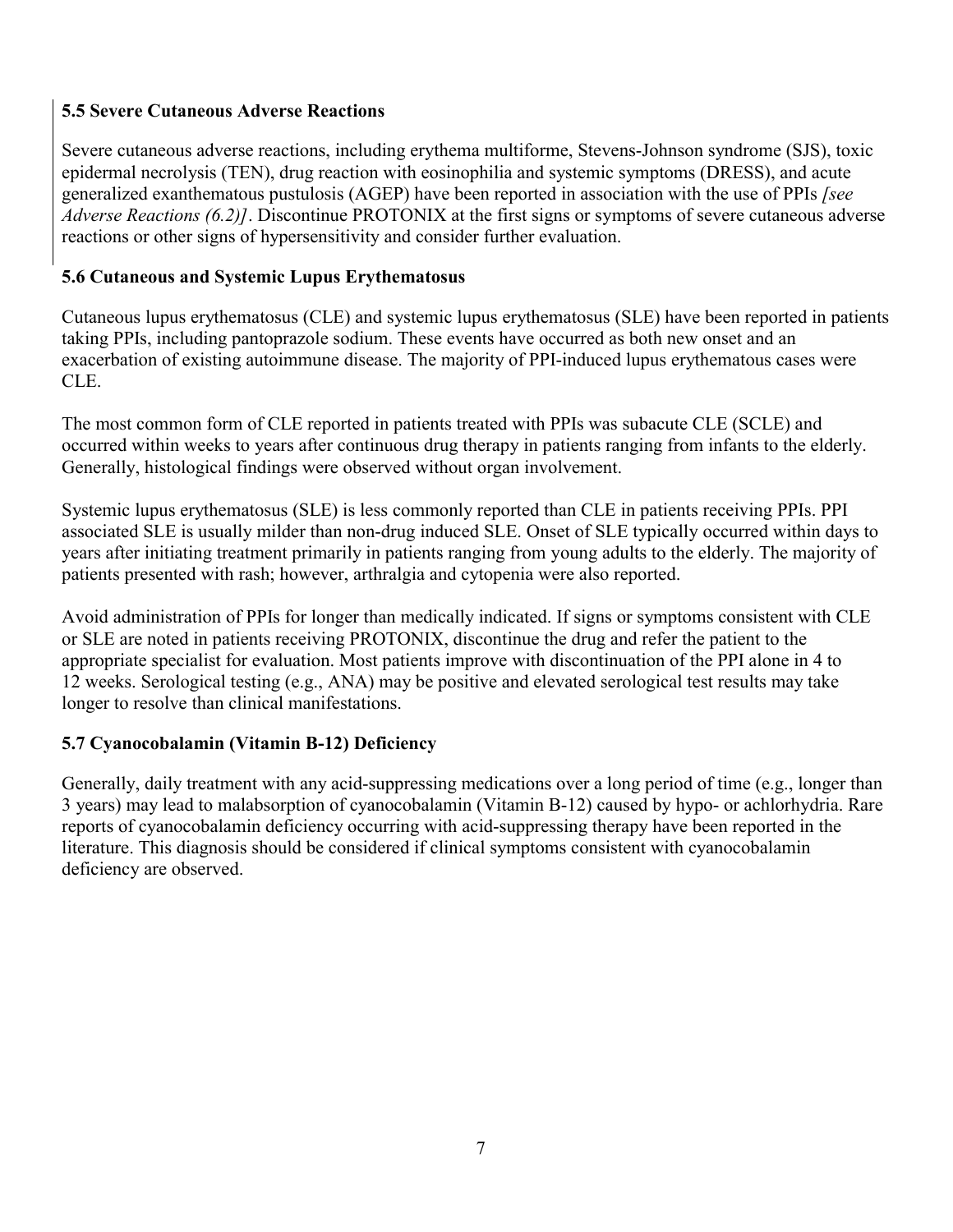### 5.5 Severe Cutaneous Adverse Reactions

Severe cutaneous adverse reactions, including erythema multiforme, Stevens-Johnson syndrome (SJS), toxic epidermal necrolysis (TEN), drug reaction with eosinophilia and systemic symptoms (DRESS), and acute generalized exanthematous pustulosis (AGEP) have been reported in association with the use of PPIs *[see Adverse Reactions (6.2)]*. Discontinue PROTONIX at the first signs or symptoms of severe cutaneous adverse reactions or other signs of hypersensitivity and consider further evaluation.

### 5.6 Cutaneous and Systemic Lupus Erythematosus

Cutaneous lupus erythematosus (CLE) and systemic lupus erythematosus (SLE) have been reported in patients taking PPIs, including pantoprazole sodium. These events have occurred as both new onset and an exacerbation of existing autoimmune disease. The majority of PPI-induced lupus erythematous cases were CLE.

The most common form of CLE reported in patients treated with PPIs was subacute CLE (SCLE) and occurred within weeks to years after continuous drug therapy in patients ranging from infants to the elderly. Generally, histological findings were observed without organ involvement.

Systemic lupus erythematosus (SLE) is less commonly reported than CLE in patients receiving PPIs. PPI associated SLE is usually milder than non-drug induced SLE. Onset of SLE typically occurred within days to years after initiating treatment primarily in patients ranging from young adults to the elderly. The majority of patients presented with rash; however, arthralgia and cytopenia were also reported.

Avoid administration of PPIs for longer than medically indicated. If signs or symptoms consistent with CLE or SLE are noted in patients receiving PROTONIX, discontinue the drug and refer the patient to the appropriate specialist for evaluation. Most patients improve with discontinuation of the PPI alone in 4 to 12 weeks. Serological testing (e.g., ANA) may be positive and elevated serological test results may take longer to resolve than clinical manifestations.

### 5.7 Cyanocobalamin (Vitamin B-12) Deficiency

Generally, daily treatment with any acid-suppressing medications over a long period of time (e.g., longer than 3 years) may lead to malabsorption of cyanocobalamin (Vitamin B-12) caused by hypo- or achlorhydria. Rare reports of cyanocobalamin deficiency occurring with acid-suppressing therapy have been reported in the literature. This diagnosis should be considered if clinical symptoms consistent with cyanocobalamin deficiency are observed.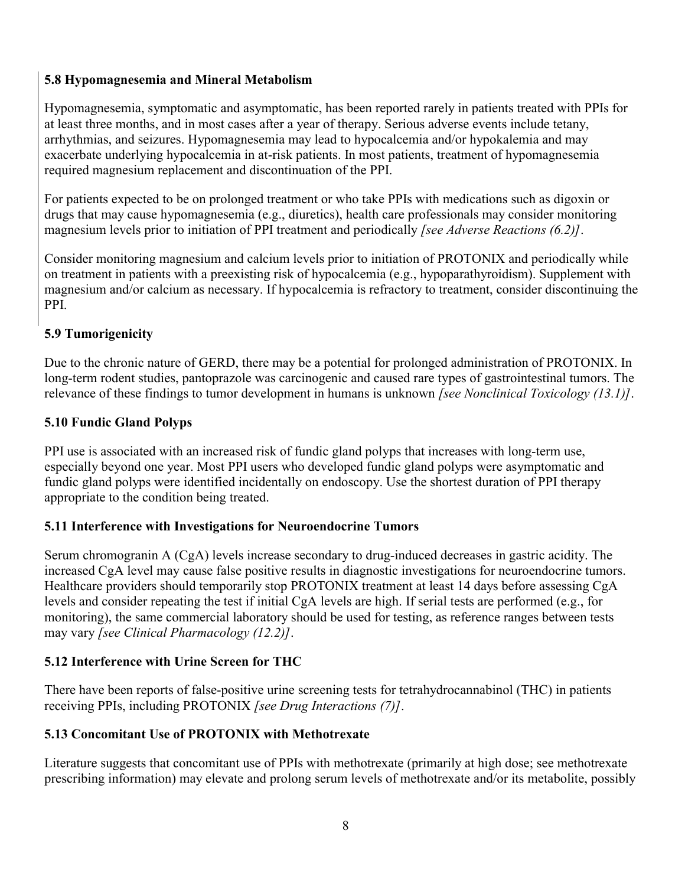### 5.8 Hypomagnesemia and Mineral Metabolism

Hypomagnesemia, symptomatic and asymptomatic, has been reported rarely in patients treated with PPIs for at least three months, and in most cases after a year of therapy. Serious adverse events include tetany, arrhythmias, and seizures. Hypomagnesemia may lead to hypocalcemia and/or hypokalemia and may exacerbate underlying hypocalcemia in at-risk patients. In most patients, treatment of hypomagnesemia required magnesium replacement and discontinuation of the PPI.

For patients expected to be on prolonged treatment or who take PPIs with medications such as digoxin or drugs that may cause hypomagnesemia (e.g., diuretics), health care professionals may consider monitoring magnesium levels prior to initiation of PPI treatment and periodically *[see Adverse Reactions (6.2)]*.

Consider monitoring magnesium and calcium levels prior to initiation of PROTONIX and periodically while on treatment in patients with a preexisting risk of hypocalcemia (e.g., hypoparathyroidism). Supplement with magnesium and/or calcium as necessary. If hypocalcemia is refractory to treatment, consider discontinuing the PPI.

### 5.9 Tumorigenicity

Due to the chronic nature of GERD, there may be a potential for prolonged administration of PROTONIX. In long-term rodent studies, pantoprazole was carcinogenic and caused rare types of gastrointestinal tumors. The relevance of these findings to tumor development in humans is unknown *[see Nonclinical Toxicology (13.1)]*.

### 5.10 Fundic Gland Polyps

PPI use is associated with an increased risk of fundic gland polyps that increases with long-term use, especially beyond one year. Most PPI users who developed fundic gland polyps were asymptomatic and fundic gland polyps were identified incidentally on endoscopy. Use the shortest duration of PPI therapy appropriate to the condition being treated.

### 5.11 Interference with Investigations for Neuroendocrine Tumors

Serum chromogranin A (CgA) levels increase secondary to drug-induced decreases in gastric acidity. The increased CgA level may cause false positive results in diagnostic investigations for neuroendocrine tumors. Healthcare providers should temporarily stop PROTONIX treatment at least 14 days before assessing CgA levels and consider repeating the test if initial CgA levels are high. If serial tests are performed (e.g., for monitoring), the same commercial laboratory should be used for testing, as reference ranges between tests may vary *[see Clinical Pharmacology (12.2)]*.

### 5.12 Interference with Urine Screen for THC

There have been reports of false-positive urine screening tests for tetrahydrocannabinol (THC) in patients receiving PPIs, including PROTONIX *[see Drug Interactions (7)]*.

### 5.13 Concomitant Use of PROTONIX with Methotrexate

Literature suggests that concomitant use of PPIs with methotrexate (primarily at high dose; see methotrexate prescribing information) may elevate and prolong serum levels of methotrexate and/or its metabolite, possibly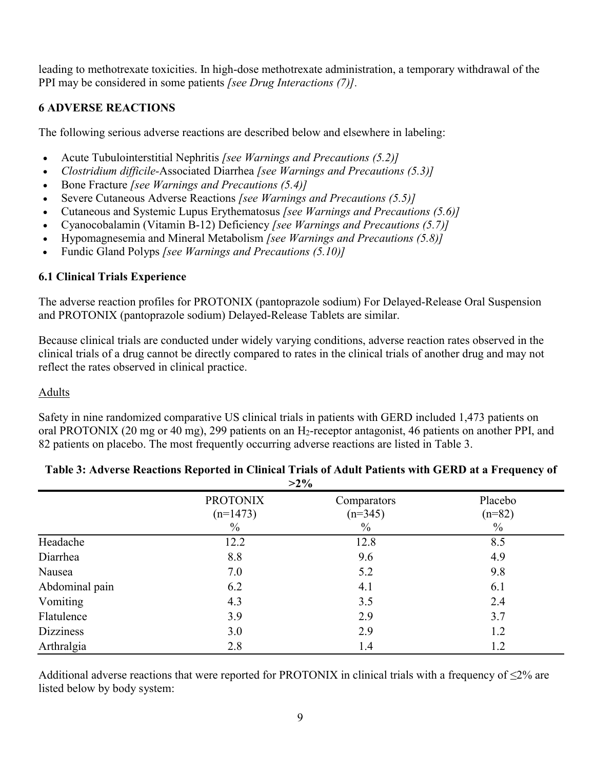leading to methotrexate toxicities. In high-dose methotrexate administration, a temporary withdrawal of the PPI may be considered in some patients *[see Drug Interactions (7)]*.

## 6 ADVERSE REACTIONS

The following serious adverse reactions are described below and elsewhere in labeling:

- Acute Tubulointerstitial Nephritis *[see Warnings and Precautions (5.2)]*
- *Clostridium difficile*-Associated Diarrhea *[see Warnings and Precautions (5.3)]*
- Bone Fracture *[see Warnings and Precautions (5.4)]*
- Severe Cutaneous Adverse Reactions *[see Warnings and Precautions (5.5)]*
- Cutaneous and Systemic Lupus Erythematosus *[see Warnings and Precautions (5.6)]*
- Cyanocobalamin (Vitamin B-12) Deficiency *[see Warnings and Precautions (5.7)]*
- Hypomagnesemia and Mineral Metabolism *[see Warnings and Precautions (5.8)]*
- Fundic Gland Polyps *[see Warnings and Precautions (5.10)]*

### 6.1 Clinical Trials Experience

The adverse reaction profiles for PROTONIX (pantoprazole sodium) For Delayed-Release Oral Suspension and PROTONIX (pantoprazole sodium) Delayed-Release Tablets are similar.

Because clinical trials are conducted under widely varying conditions, adverse reaction rates observed in the clinical trials of a drug cannot be directly compared to rates in the clinical trials of another drug and may not reflect the rates observed in clinical practice.

Adults

Safety in nine randomized comparative US clinical trials in patients with GERD included 1,473 patients on oral PROTONIX (20 mg or 40 mg), 299 patients on an $H_2$-receptor antagonist, 46 patients on another PPI, and 82 patients on placebo. The most frequently occurring adverse reactions are listed in Table 3.

**Table 3: Adverse Reactions Reported in Clinical Trials of Adult Patients with GERD at a Frequency of >2%**

| | PROTONIX (n=1473) % | Comparators (n=345) % | Placebo (n=82) % |
|---|---|---|---|
| Headache | 12.2 | 12.8 | 8.5 |
| Diarrhea | 8.8 | 9.6 | 4.9 |
| Nausea | 7.0 | 5.2 | 9.8 |
| Abdominal pain | 6.2 | 4.1 | 6.1 |
| Vomiting | 4.3 | 3.5 | 2.4 |
| Flatulence | 3.9 | 2.9 | 3.7 |
| Dizziness | 3.0 | 2.9 | 1.2 |
| Arthralgia | 2.8 | 1.4 | 1.2 |

Additional adverse reactions that were reported for PROTONIX in clinical trials with a frequency of ≤2% are listed below by body system: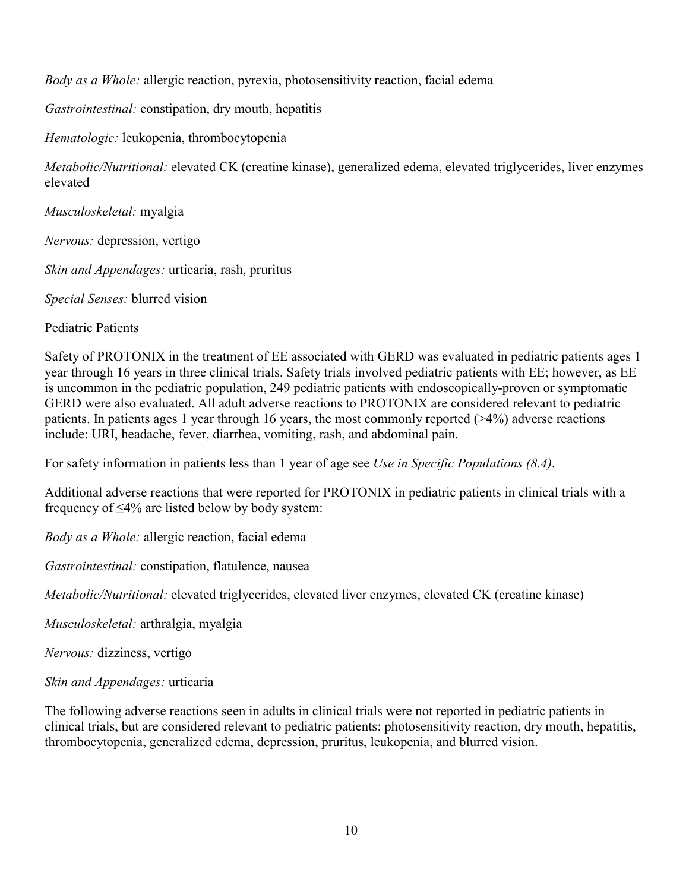*Body as a Whole:* allergic reaction, pyrexia, photosensitivity reaction, facial edema

*Gastrointestinal:* constipation, dry mouth, hepatitis

*Hematologic:* leukopenia, thrombocytopenia

*Metabolic/Nutritional:* elevated CK (creatine kinase), generalized edema, elevated triglycerides, liver enzymes elevated

*Musculoskeletal:* myalgia

*Nervous:* depression, vertigo

*Skin and Appendages:* urticaria, rash, pruritus

*Special Senses:* blurred vision

<u>Pediatric Patients</u>

Safety of PROTONIX in the treatment of EE associated with GERD was evaluated in pediatric patients ages 1 year through 16 years in three clinical trials. Safety trials involved pediatric patients with EE; however, as EE is uncommon in the pediatric population, 249 pediatric patients with endoscopically-proven or symptomatic GERD were also evaluated. All adult adverse reactions to PROTONIX are considered relevant to pediatric patients. In patients ages 1 year through 16 years, the most commonly reported (>4%) adverse reactions include: URI, headache, fever, diarrhea, vomiting, rash, and abdominal pain.

For safety information in patients less than 1 year of age see *Use in Specific Populations (8.4)*.

Additional adverse reactions that were reported for PROTONIX in pediatric patients in clinical trials with a frequency of ≤4% are listed below by body system:

*Body as a Whole:* allergic reaction, facial edema

*Gastrointestinal:* constipation, flatulence, nausea

*Metabolic/Nutritional:* elevated triglycerides, elevated liver enzymes, elevated CK (creatine kinase)

*Musculoskeletal:* arthralgia, myalgia

*Nervous:* dizziness, vertigo

*Skin and Appendages:* urticaria

The following adverse reactions seen in adults in clinical trials were not reported in pediatric patients in clinical trials, but are considered relevant to pediatric patients: photosensitivity reaction, dry mouth, hepatitis, thrombocytopenia, generalized edema, depression, pruritus, leukopenia, and blurred vision.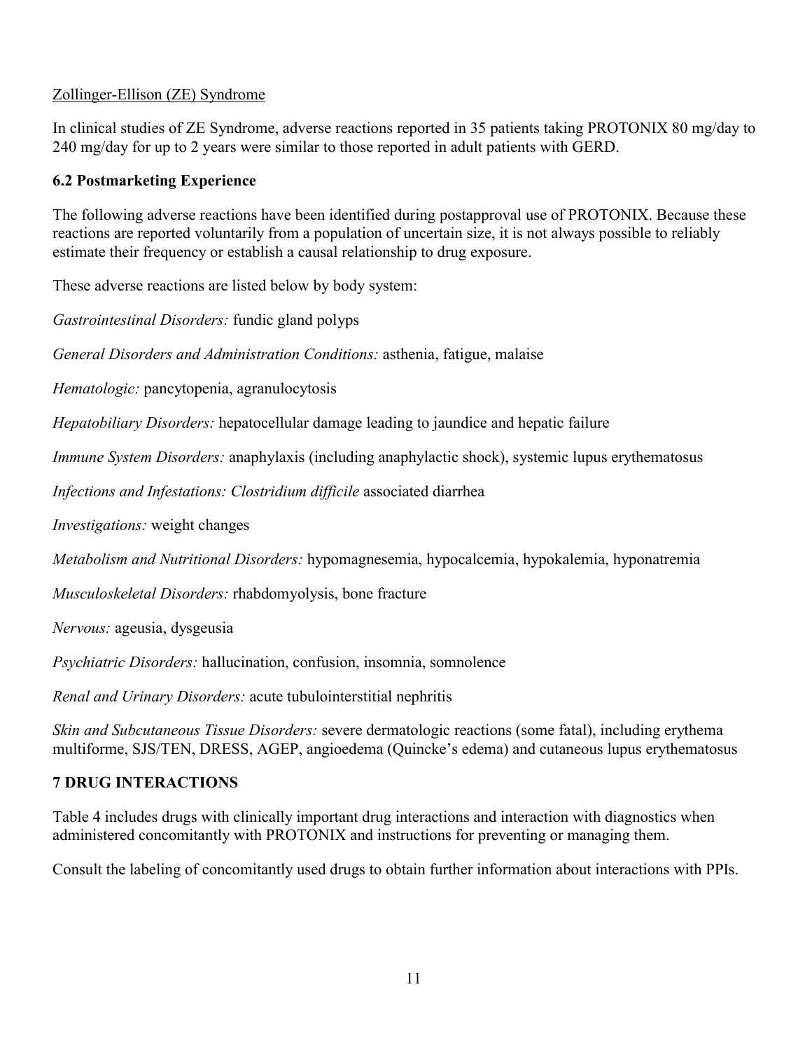Zollinger-Ellison (ZE) Syndrome

In clinical studies of ZE Syndrome, adverse reactions reported in 35 patients taking PROTONIX 80 mg/day to 240 mg/day for up to 2 years were similar to those reported in adult patients with GERD.

### 6.2 Postmarketing Experience

The following adverse reactions have been identified during postapproval use of PROTONIX. Because these reactions are reported voluntarily from a population of uncertain size, it is not always possible to reliably estimate their frequency or establish a causal relationship to drug exposure.

These adverse reactions are listed below by body system:

*Gastrointestinal Disorders:* fundic gland polyps

*General Disorders and Administration Conditions:* asthenia, fatigue, malaise

*Hematologic:* pancytopenia, agranulocytosis

*Hepatobiliary Disorders:* hepatocellular damage leading to jaundice and hepatic failure

*Immune System Disorders:* anaphylaxis (including anaphylactic shock), systemic lupus erythematosus

*Infections and Infestations: Clostridium difficile* associated diarrhea

*Investigations:* weight changes

*Metabolism and Nutritional Disorders:* hypomagnesemia, hypocalcemia, hypokalemia, hyponatremia

*Musculoskeletal Disorders:* rhabdomyolysis, bone fracture

*Nervous:* ageusia, dysgeusia

*Psychiatric Disorders:* hallucination, confusion, insomnia, somnolence

*Renal and Urinary Disorders:* acute tubulointerstitial nephritis

*Skin and Subcutaneous Tissue Disorders:* severe dermatologic reactions (some fatal), including erythema multiforme, SJS/TEN, DRESS, AGEP, angioedema (Quincke's edema) and cutaneous lupus erythematosus

## 7 DRUG INTERACTIONS

Table 4 includes drugs with clinically important drug interactions and interaction with diagnostics when administered concomitantly with PROTONIX and instructions for preventing or managing them.

Consult the labeling of concomitantly used drugs to obtain further information about interactions with PPIs.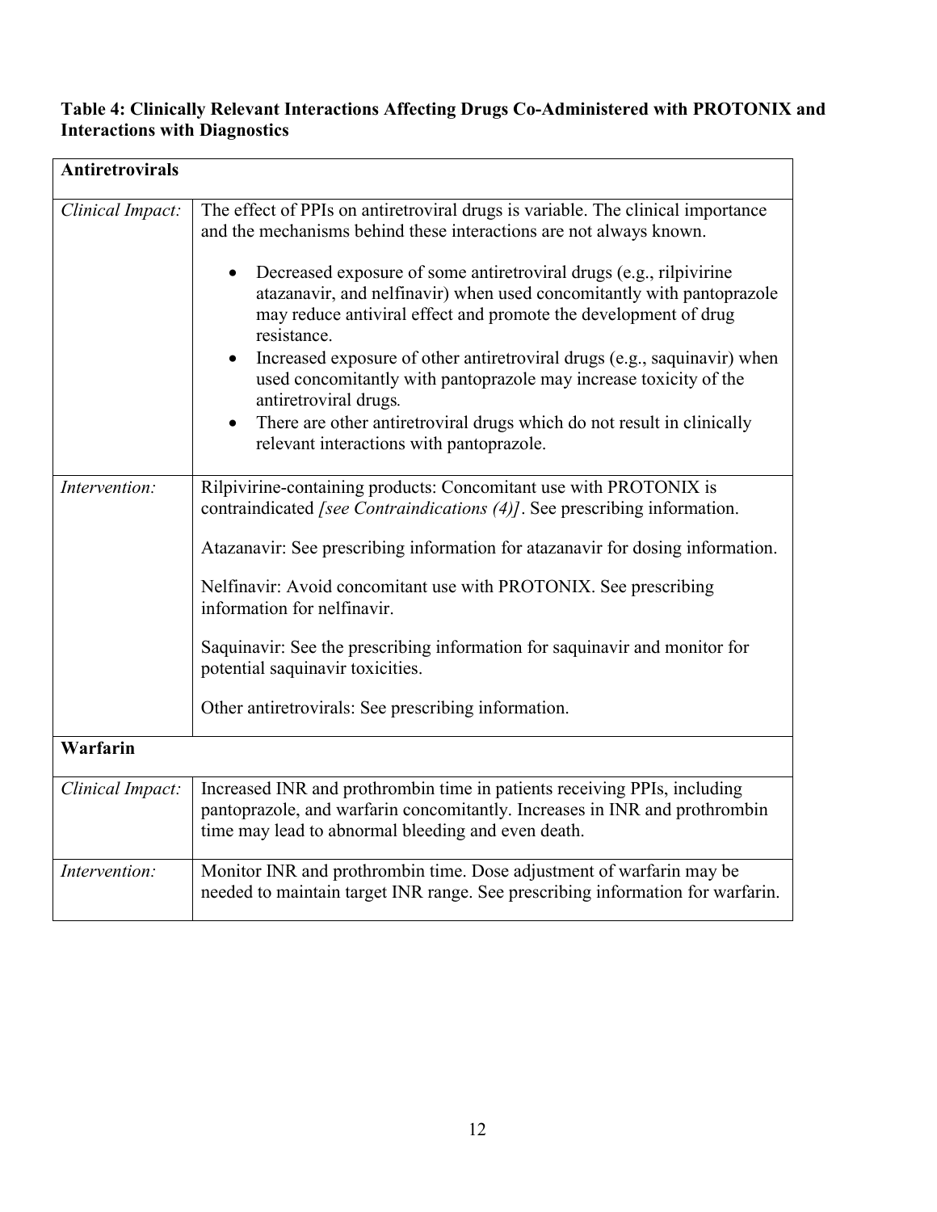**Table 4: Clinically Relevant Interactions Affecting Drugs Co-Administered with PROTONIX and Interactions with Diagnostics**

| **Antiretrovirals** | |
|---|---|
| *Clinical Impact:* | The effect of PPIs on antiretroviral drugs is variable. The clinical importance and the mechanisms behind these interactions are not always known.<br><br>• Decreased exposure of some antiretroviral drugs (e.g., rilpivirine atazanavir, and nelfinavir) when used concomitantly with pantoprazole may reduce antiviral effect and promote the development of drug resistance.<br>• Increased exposure of other antiretroviral drugs (e.g., saquinavir) when used concomitantly with pantoprazole may increase toxicity of the antiretroviral drugs.<br>• There are other antiretroviral drugs which do not result in clinically relevant interactions with pantoprazole. |
| *Intervention:* | Rilpivirine-containing products: Concomitant use with PROTONIX is contraindicated *[see Contraindications (4)]*. See prescribing information.<br><br>Atazanavir: See prescribing information for atazanavir for dosing information.<br><br>Nelfinavir: Avoid concomitant use with PROTONIX. See prescribing information for nelfinavir.<br><br>Saquinavir: See the prescribing information for saquinavir and monitor for potential saquinavir toxicities.<br><br>Other antiretrovirals: See prescribing information. |
| **Warfarin** | |
| *Clinical Impact:* | Increased INR and prothrombin time in patients receiving PPIs, including pantoprazole, and warfarin concomitantly. Increases in INR and prothrombin time may lead to abnormal bleeding and even death. |
| *Intervention:* | Monitor INR and prothrombin time. Dose adjustment of warfarin may be needed to maintain target INR range. See prescribing information for warfarin. |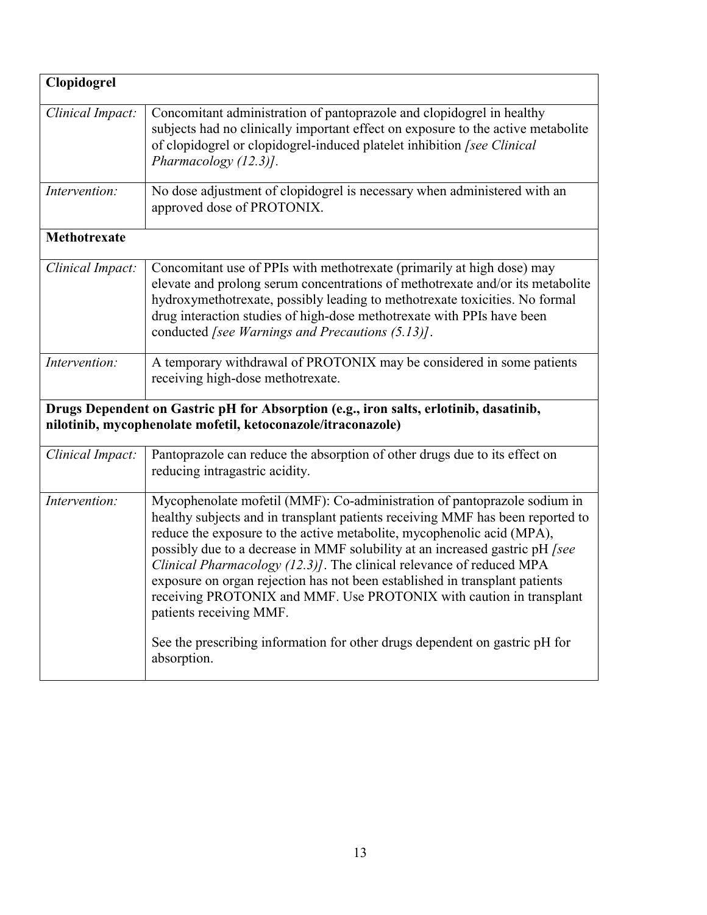| **Clopidogrel** | |
|---|---|
| *Clinical Impact:* | Concomitant administration of pantoprazole and clopidogrel in healthy subjects had no clinically important effect on exposure to the active metabolite of clopidogrel or clopidogrel-induced platelet inhibition *[see Clinical Pharmacology (12.3)]*. |
| *Intervention:* | No dose adjustment of clopidogrel is necessary when administered with an approved dose of PROTONIX. |
| **Methotrexate** | |
| *Clinical Impact:* | Concomitant use of PPIs with methotrexate (primarily at high dose) may elevate and prolong serum concentrations of methotrexate and/or its metabolite hydroxymethotrexate, possibly leading to methotrexate toxicities. No formal drug interaction studies of high-dose methotrexate with PPIs have been conducted *[see Warnings and Precautions (5.13)]*. |
| *Intervention:* | A temporary withdrawal of PROTONIX may be considered in some patients receiving high-dose methotrexate. |
| **Drugs Dependent on Gastric pH for Absorption (e.g., iron salts, erlotinib, dasatinib, nilotinib, mycophenolate mofetil, ketoconazole/itraconazole)** | |
| *Clinical Impact:* | Pantoprazole can reduce the absorption of other drugs due to its effect on reducing intragastric acidity. |
| *Intervention:* | Mycophenolate mofetil (MMF): Co-administration of pantoprazole sodium in healthy subjects and in transplant patients receiving MMF has been reported to reduce the exposure to the active metabolite, mycophenolic acid (MPA), possibly due to a decrease in MMF solubility at an increased gastric pH *[see Clinical Pharmacology (12.3)]*. The clinical relevance of reduced MPA exposure on organ rejection has not been established in transplant patients receiving PROTONIX and MMF. Use PROTONIX with caution in transplant patients receiving MMF.<br><br>See the prescribing information for other drugs dependent on gastric pH for absorption. |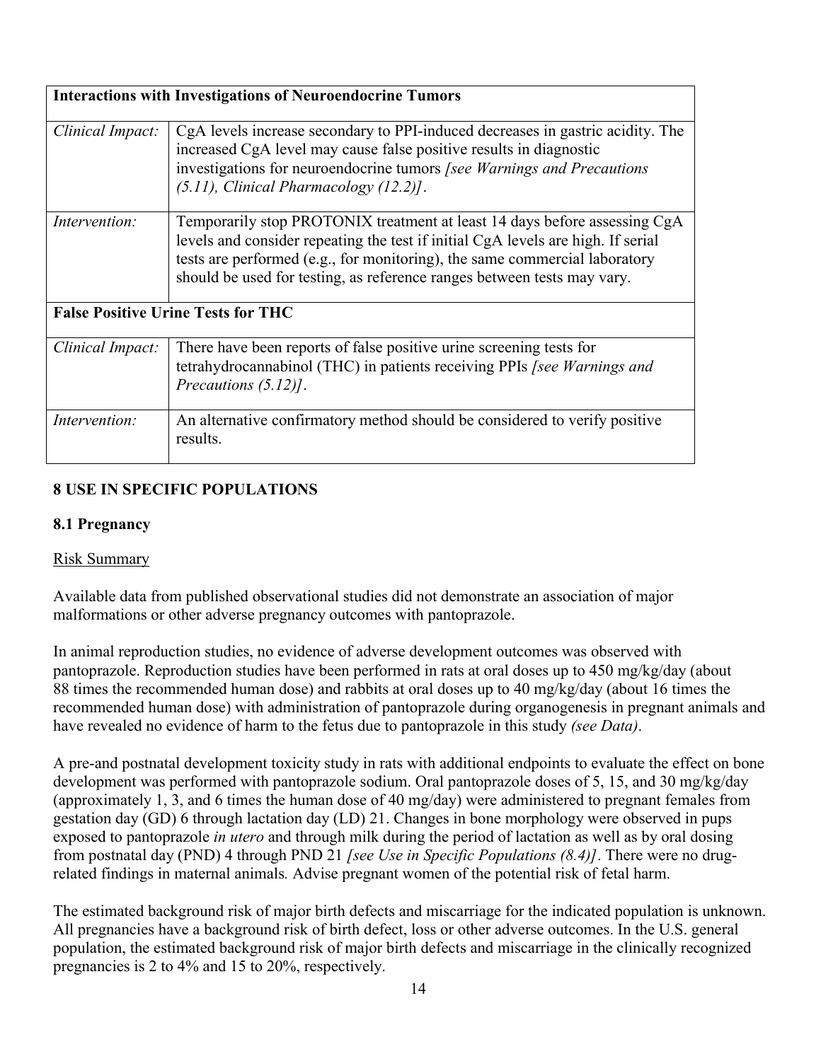| **Interactions with Investigations of Neuroendocrine Tumors** | |
|---|---|
| *Clinical Impact:* | CgA levels increase secondary to PPI-induced decreases in gastric acidity. The increased CgA level may cause false positive results in diagnostic investigations for neuroendocrine tumors *[see Warnings and Precautions (5.11), Clinical Pharmacology (12.2)]*. |
| *Intervention:* | Temporarily stop PROTONIX treatment at least 14 days before assessing CgA levels and consider repeating the test if initial CgA levels are high. If serial tests are performed (e.g., for monitoring), the same commercial laboratory should be used for testing, as reference ranges between tests may vary. |
| **False Positive Urine Tests for THC** | |
| *Clinical Impact:* | There have been reports of false positive urine screening tests for tetrahydrocannabinol (THC) in patients receiving PPIs *[see Warnings and Precautions (5.12)]*. |
| *Intervention:* | An alternative confirmatory method should be considered to verify positive results. |

## 8 USE IN SPECIFIC POPULATIONS

### 8.1 Pregnancy

Risk Summary

Available data from published observational studies did not demonstrate an association of major malformations or other adverse pregnancy outcomes with pantoprazole.

In animal reproduction studies, no evidence of adverse development outcomes was observed with pantoprazole. Reproduction studies have been performed in rats at oral doses up to 450 mg/kg/day (about 88 times the recommended human dose) and rabbits at oral doses up to 40 mg/kg/day (about 16 times the recommended human dose) with administration of pantoprazole during organogenesis in pregnant animals and have revealed no evidence of harm to the fetus due to pantoprazole in this study *(see Data)*.

A pre-and postnatal development toxicity study in rats with additional endpoints to evaluate the effect on bone development was performed with pantoprazole sodium. Oral pantoprazole doses of 5, 15, and 30 mg/kg/day (approximately 1, 3, and 6 times the human dose of 40 mg/day) were administered to pregnant females from gestation day (GD) 6 through lactation day (LD) 21. Changes in bone morphology were observed in pups exposed to pantoprazole *in utero* and through milk during the period of lactation as well as by oral dosing from postnatal day (PND) 4 through PND 21 *[see Use in Specific Populations (8.4)]*. There were no drug-related findings in maternal animals*.* Advise pregnant women of the potential risk of fetal harm.

The estimated background risk of major birth defects and miscarriage for the indicated population is unknown. All pregnancies have a background risk of birth defect, loss or other adverse outcomes. In the U.S. general population, the estimated background risk of major birth defects and miscarriage in the clinically recognized pregnancies is 2 to 4% and 15 to 20%, respectively.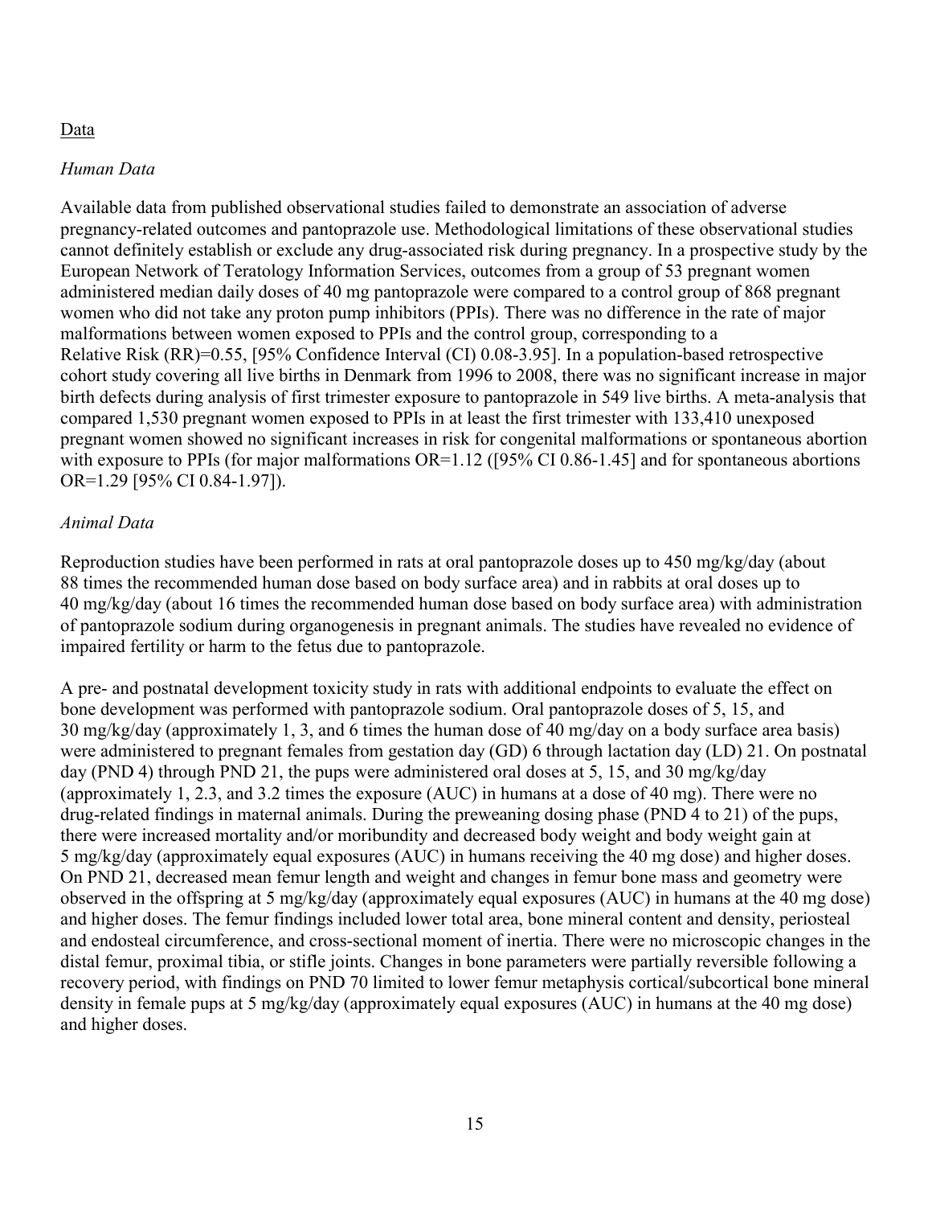Data

*Human Data*

Available data from published observational studies failed to demonstrate an association of adverse pregnancy-related outcomes and pantoprazole use. Methodological limitations of these observational studies cannot definitely establish or exclude any drug-associated risk during pregnancy. In a prospective study by the European Network of Teratology Information Services, outcomes from a group of 53 pregnant women administered median daily doses of 40 mg pantoprazole were compared to a control group of 868 pregnant women who did not take any proton pump inhibitors (PPIs). There was no difference in the rate of major malformations between women exposed to PPIs and the control group, corresponding to a Relative Risk (RR)=0.55, [95% Confidence Interval (CI) 0.08-3.95]. In a population-based retrospective cohort study covering all live births in Denmark from 1996 to 2008, there was no significant increase in major birth defects during analysis of first trimester exposure to pantoprazole in 549 live births. A meta-analysis that compared 1,530 pregnant women exposed to PPIs in at least the first trimester with 133,410 unexposed pregnant women showed no significant increases in risk for congenital malformations or spontaneous abortion with exposure to PPIs (for major malformations OR=1.12 ([95% CI 0.86-1.45] and for spontaneous abortions OR=1.29 [95% CI 0.84-1.97]).

*Animal Data*

Reproduction studies have been performed in rats at oral pantoprazole doses up to 450 mg/kg/day (about 88 times the recommended human dose based on body surface area) and in rabbits at oral doses up to 40 mg/kg/day (about 16 times the recommended human dose based on body surface area) with administration of pantoprazole sodium during organogenesis in pregnant animals. The studies have revealed no evidence of impaired fertility or harm to the fetus due to pantoprazole.

A pre- and postnatal development toxicity study in rats with additional endpoints to evaluate the effect on bone development was performed with pantoprazole sodium. Oral pantoprazole doses of 5, 15, and 30 mg/kg/day (approximately 1, 3, and 6 times the human dose of 40 mg/day on a body surface area basis) were administered to pregnant females from gestation day (GD) 6 through lactation day (LD) 21. On postnatal day (PND 4) through PND 21, the pups were administered oral doses at 5, 15, and 30 mg/kg/day (approximately 1, 2.3, and 3.2 times the exposure (AUC) in humans at a dose of 40 mg). There were no drug-related findings in maternal animals. During the preweaning dosing phase (PND 4 to 21) of the pups, there were increased mortality and/or moribundity and decreased body weight and body weight gain at 5 mg/kg/day (approximately equal exposures (AUC) in humans receiving the 40 mg dose) and higher doses. On PND 21, decreased mean femur length and weight and changes in femur bone mass and geometry were observed in the offspring at 5 mg/kg/day (approximately equal exposures (AUC) in humans at the 40 mg dose) and higher doses. The femur findings included lower total area, bone mineral content and density, periosteal and endosteal circumference, and cross-sectional moment of inertia. There were no microscopic changes in the distal femur, proximal tibia, or stifle joints. Changes in bone parameters were partially reversible following a recovery period, with findings on PND 70 limited to lower femur metaphysis cortical/subcortical bone mineral density in female pups at 5 mg/kg/day (approximately equal exposures (AUC) in humans at the 40 mg dose) and higher doses.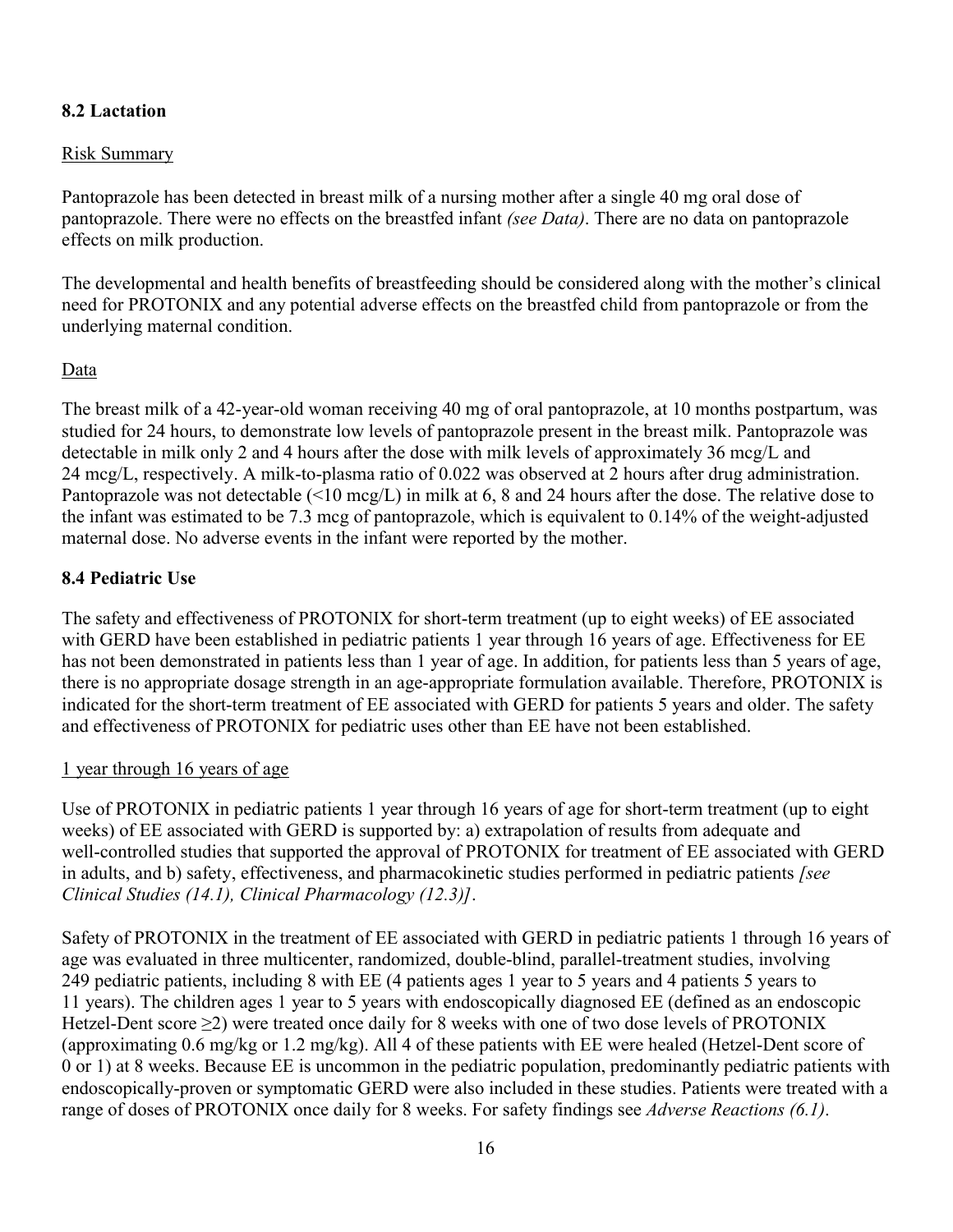## 8.2 Lactation

Risk Summary

Pantoprazole has been detected in breast milk of a nursing mother after a single 40 mg oral dose of pantoprazole. There were no effects on the breastfed infant *(see Data)*. There are no data on pantoprazole effects on milk production.

The developmental and health benefits of breastfeeding should be considered along with the mother's clinical need for PROTONIX and any potential adverse effects on the breastfed child from pantoprazole or from the underlying maternal condition.

Data

The breast milk of a 42-year-old woman receiving 40 mg of oral pantoprazole, at 10 months postpartum, was studied for 24 hours, to demonstrate low levels of pantoprazole present in the breast milk. Pantoprazole was detectable in milk only 2 and 4 hours after the dose with milk levels of approximately 36 mcg/L and 24 mcg/L, respectively. A milk-to-plasma ratio of 0.022 was observed at 2 hours after drug administration. Pantoprazole was not detectable (<10 mcg/L) in milk at 6, 8 and 24 hours after the dose. The relative dose to the infant was estimated to be 7.3 mcg of pantoprazole, which is equivalent to 0.14% of the weight-adjusted maternal dose. No adverse events in the infant were reported by the mother.

## 8.4 Pediatric Use

The safety and effectiveness of PROTONIX for short-term treatment (up to eight weeks) of EE associated with GERD have been established in pediatric patients 1 year through 16 years of age. Effectiveness for EE has not been demonstrated in patients less than 1 year of age. In addition, for patients less than 5 years of age, there is no appropriate dosage strength in an age-appropriate formulation available. Therefore, PROTONIX is indicated for the short-term treatment of EE associated with GERD for patients 5 years and older. The safety and effectiveness of PROTONIX for pediatric uses other than EE have not been established.

1 year through 16 years of age

Use of PROTONIX in pediatric patients 1 year through 16 years of age for short-term treatment (up to eight weeks) of EE associated with GERD is supported by: a) extrapolation of results from adequate and well-controlled studies that supported the approval of PROTONIX for treatment of EE associated with GERD in adults, and b) safety, effectiveness, and pharmacokinetic studies performed in pediatric patients *[see Clinical Studies (14.1), Clinical Pharmacology (12.3)]*.

Safety of PROTONIX in the treatment of EE associated with GERD in pediatric patients 1 through 16 years of age was evaluated in three multicenter, randomized, double-blind, parallel-treatment studies, involving 249 pediatric patients, including 8 with EE (4 patients ages 1 year to 5 years and 4 patients 5 years to 11 years). The children ages 1 year to 5 years with endoscopically diagnosed EE (defined as an endoscopic Hetzel-Dent score ≥2) were treated once daily for 8 weeks with one of two dose levels of PROTONIX (approximating 0.6 mg/kg or 1.2 mg/kg). All 4 of these patients with EE were healed (Hetzel-Dent score of 0 or 1) at 8 weeks. Because EE is uncommon in the pediatric population, predominantly pediatric patients with endoscopically-proven or symptomatic GERD were also included in these studies. Patients were treated with a range of doses of PROTONIX once daily for 8 weeks. For safety findings see *Adverse Reactions (6.1)*.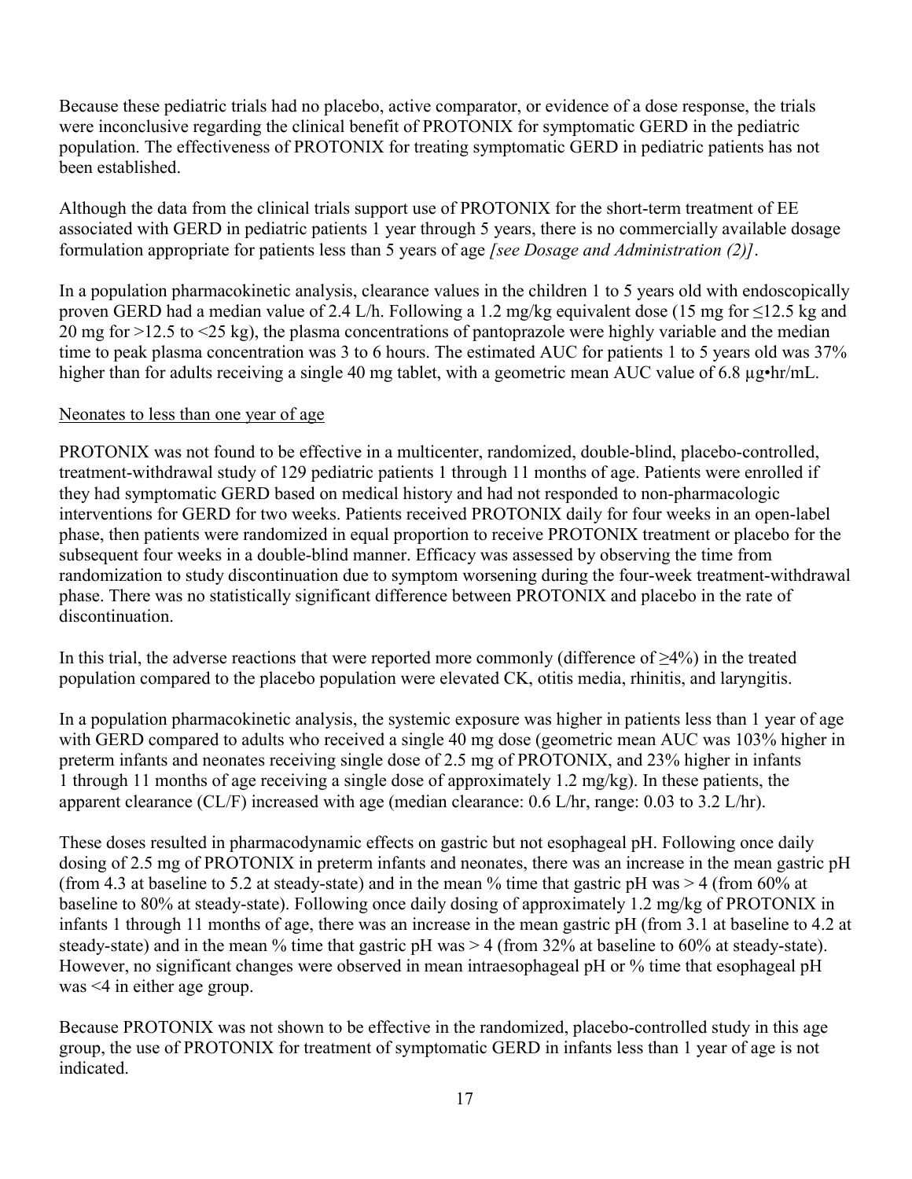Because these pediatric trials had no placebo, active comparator, or evidence of a dose response, the trials were inconclusive regarding the clinical benefit of PROTONIX for symptomatic GERD in the pediatric population. The effectiveness of PROTONIX for treating symptomatic GERD in pediatric patients has not been established.

Although the data from the clinical trials support use of PROTONIX for the short-term treatment of EE associated with GERD in pediatric patients 1 year through 5 years, there is no commercially available dosage formulation appropriate for patients less than 5 years of age *[see Dosage and Administration (2)]*.

In a population pharmacokinetic analysis, clearance values in the children 1 to 5 years old with endoscopically proven GERD had a median value of 2.4 L/h. Following a 1.2 mg/kg equivalent dose (15 mg for ≤12.5 kg and 20 mg for >12.5 to <25 kg), the plasma concentrations of pantoprazole were highly variable and the median time to peak plasma concentration was 3 to 6 hours. The estimated AUC for patients 1 to 5 years old was 37% higher than for adults receiving a single 40 mg tablet, with a geometric mean AUC value of 6.8 µg•hr/mL.

Neonates to less than one year of age

PROTONIX was not found to be effective in a multicenter, randomized, double-blind, placebo-controlled, treatment-withdrawal study of 129 pediatric patients 1 through 11 months of age. Patients were enrolled if they had symptomatic GERD based on medical history and had not responded to non-pharmacologic interventions for GERD for two weeks. Patients received PROTONIX daily for four weeks in an open-label phase, then patients were randomized in equal proportion to receive PROTONIX treatment or placebo for the subsequent four weeks in a double-blind manner. Efficacy was assessed by observing the time from randomization to study discontinuation due to symptom worsening during the four-week treatment-withdrawal phase. There was no statistically significant difference between PROTONIX and placebo in the rate of discontinuation.

In this trial, the adverse reactions that were reported more commonly (difference of ≥4%) in the treated population compared to the placebo population were elevated CK, otitis media, rhinitis, and laryngitis.

In a population pharmacokinetic analysis, the systemic exposure was higher in patients less than 1 year of age with GERD compared to adults who received a single 40 mg dose (geometric mean AUC was 103% higher in preterm infants and neonates receiving single dose of 2.5 mg of PROTONIX, and 23% higher in infants 1 through 11 months of age receiving a single dose of approximately 1.2 mg/kg). In these patients, the apparent clearance (CL/F) increased with age (median clearance: 0.6 L/hr, range: 0.03 to 3.2 L/hr).

These doses resulted in pharmacodynamic effects on gastric but not esophageal pH. Following once daily dosing of 2.5 mg of PROTONIX in preterm infants and neonates, there was an increase in the mean gastric pH (from 4.3 at baseline to 5.2 at steady-state) and in the mean % time that gastric pH was > 4 (from 60% at baseline to 80% at steady-state). Following once daily dosing of approximately 1.2 mg/kg of PROTONIX in infants 1 through 11 months of age, there was an increase in the mean gastric pH (from 3.1 at baseline to 4.2 at steady-state) and in the mean % time that gastric pH was > 4 (from 32% at baseline to 60% at steady-state). However, no significant changes were observed in mean intraesophageal pH or % time that esophageal pH was <4 in either age group.

Because PROTONIX was not shown to be effective in the randomized, placebo-controlled study in this age group, the use of PROTONIX for treatment of symptomatic GERD in infants less than 1 year of age is not indicated.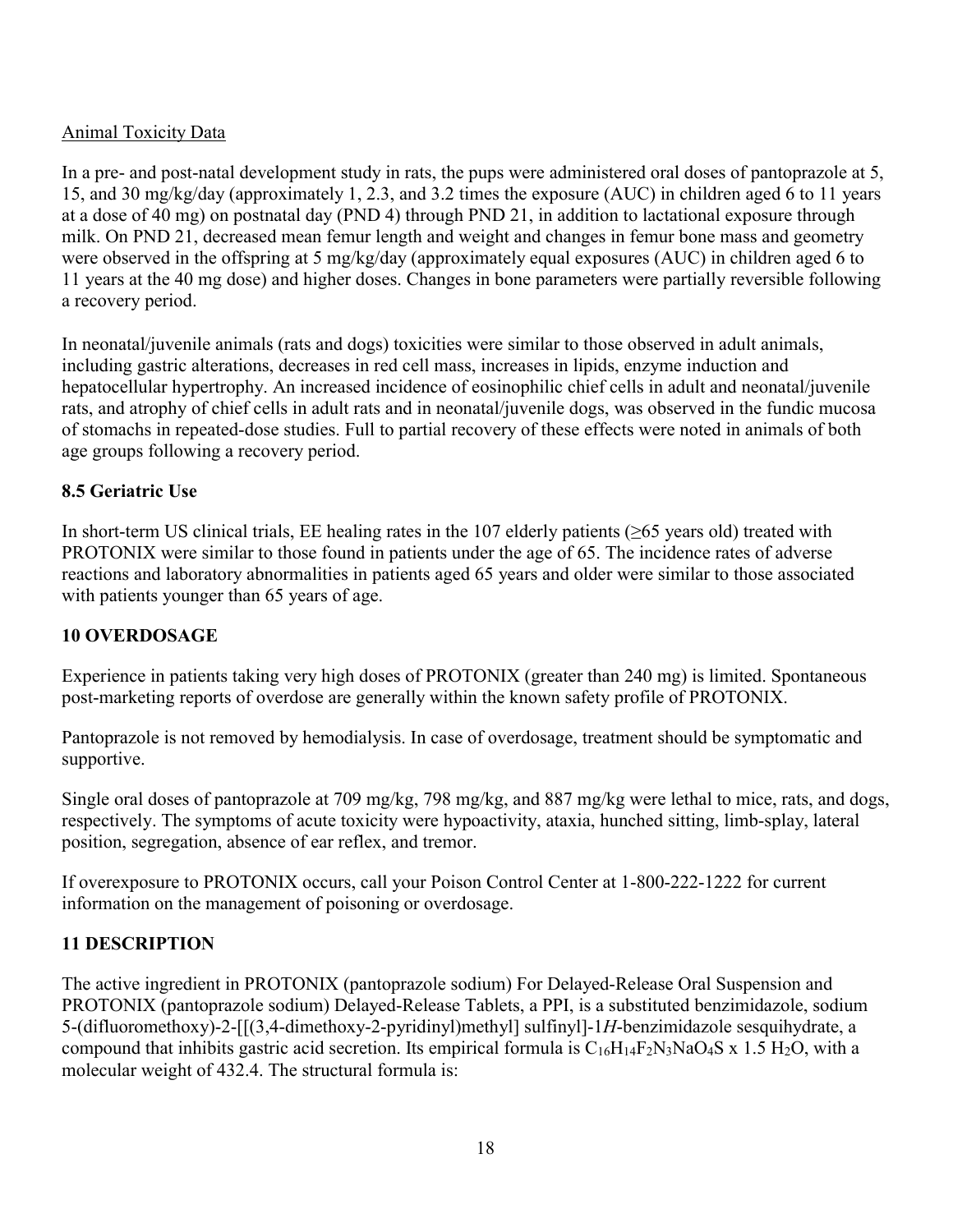Animal Toxicity Data

In a pre- and post-natal development study in rats, the pups were administered oral doses of pantoprazole at 5, 15, and 30 mg/kg/day (approximately 1, 2.3, and 3.2 times the exposure (AUC) in children aged 6 to 11 years at a dose of 40 mg) on postnatal day (PND 4) through PND 21, in addition to lactational exposure through milk. On PND 21, decreased mean femur length and weight and changes in femur bone mass and geometry were observed in the offspring at 5 mg/kg/day (approximately equal exposures (AUC) in children aged 6 to 11 years at the 40 mg dose) and higher doses. Changes in bone parameters were partially reversible following a recovery period.

In neonatal/juvenile animals (rats and dogs) toxicities were similar to those observed in adult animals, including gastric alterations, decreases in red cell mass, increases in lipids, enzyme induction and hepatocellular hypertrophy. An increased incidence of eosinophilic chief cells in adult and neonatal/juvenile rats, and atrophy of chief cells in adult rats and in neonatal/juvenile dogs, was observed in the fundic mucosa of stomachs in repeated-dose studies. Full to partial recovery of these effects were noted in animals of both age groups following a recovery period.

## 8.5 Geriatric Use

In short-term US clinical trials, EE healing rates in the 107 elderly patients (≥65 years old) treated with PROTONIX were similar to those found in patients under the age of 65. The incidence rates of adverse reactions and laboratory abnormalities in patients aged 65 years and older were similar to those associated with patients younger than 65 years of age.

## 10 OVERDOSAGE

Experience in patients taking very high doses of PROTONIX (greater than 240 mg) is limited. Spontaneous post-marketing reports of overdose are generally within the known safety profile of PROTONIX.

Pantoprazole is not removed by hemodialysis. In case of overdosage, treatment should be symptomatic and supportive.

Single oral doses of pantoprazole at 709 mg/kg, 798 mg/kg, and 887 mg/kg were lethal to mice, rats, and dogs, respectively. The symptoms of acute toxicity were hypoactivity, ataxia, hunched sitting, limb-splay, lateral position, segregation, absence of ear reflex, and tremor.

If overexposure to PROTONIX occurs, call your Poison Control Center at 1-800-222-1222 for current information on the management of poisoning or overdosage.

## 11 DESCRIPTION

The active ingredient in PROTONIX (pantoprazole sodium) For Delayed-Release Oral Suspension and PROTONIX (pantoprazole sodium) Delayed-Release Tablets, a PPI, is a substituted benzimidazole, sodium 5-(difluoromethoxy)-2-[[(3,4-dimethoxy-2-pyridinyl)methyl] sulfinyl]-1*H*-benzimidazole sesquihydrate, a compound that inhibits gastric acid secretion. Its empirical formula is $C_{16}H_{14}F_2N_3NaO_4S$ x 1.5 $H_2O$, with a molecular weight of 432.4. The structural formula is: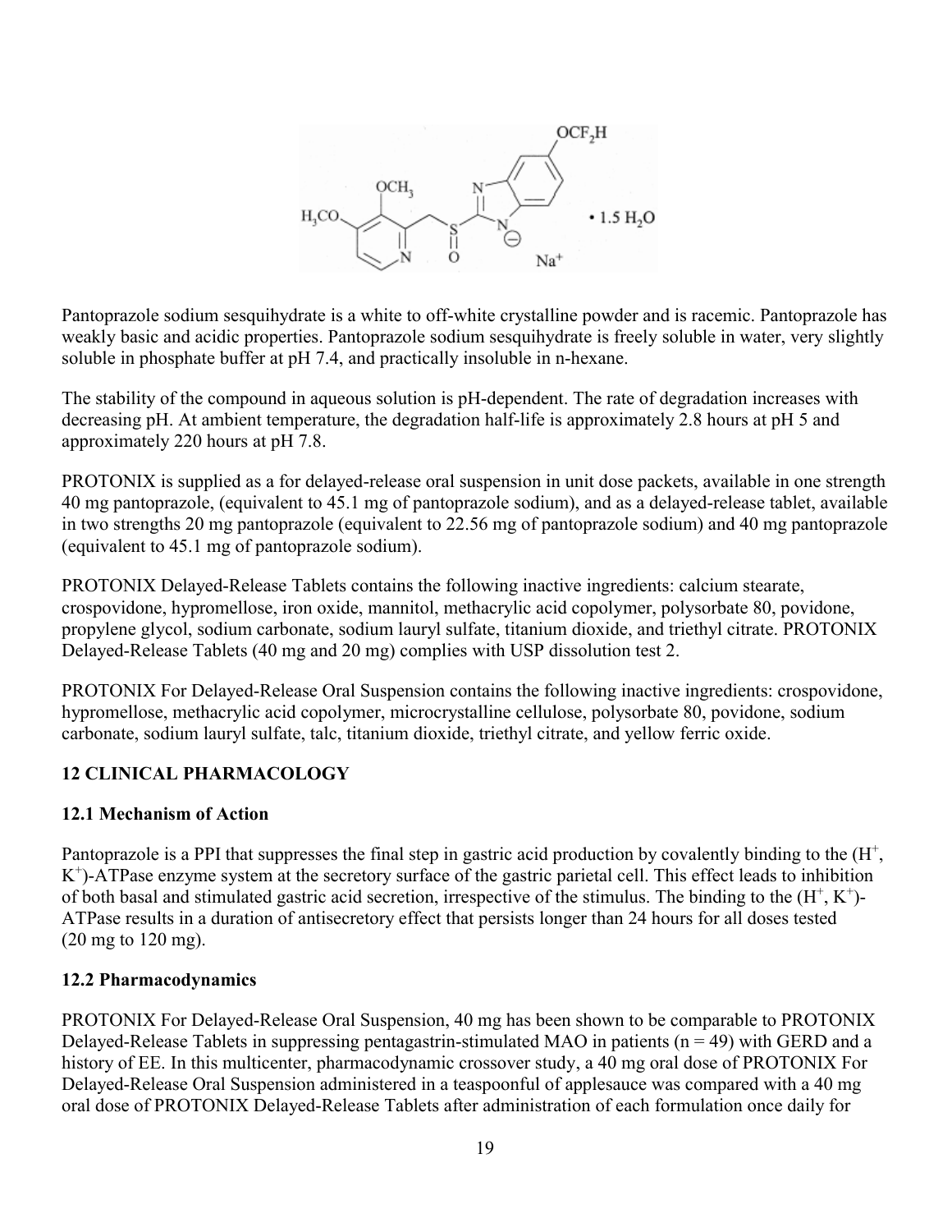Pantoprazole sodium sesquihydrate is a white to off-white crystalline powder and is racemic. Pantoprazole has weakly basic and acidic properties. Pantoprazole sodium sesquihydrate is freely soluble in water, very slightly soluble in phosphate buffer at pH 7.4, and practically insoluble in n-hexane.

The stability of the compound in aqueous solution is pH-dependent. The rate of degradation increases with decreasing pH. At ambient temperature, the degradation half-life is approximately 2.8 hours at pH 5 and approximately 220 hours at pH 7.8.

PROTONIX is supplied as a for delayed-release oral suspension in unit dose packets, available in one strength 40 mg pantoprazole, (equivalent to 45.1 mg of pantoprazole sodium), and as a delayed-release tablet, available in two strengths 20 mg pantoprazole (equivalent to 22.56 mg of pantoprazole sodium) and 40 mg pantoprazole (equivalent to 45.1 mg of pantoprazole sodium).

PROTONIX Delayed-Release Tablets contains the following inactive ingredients: calcium stearate, crospovidone, hypromellose, iron oxide, mannitol, methacrylic acid copolymer, polysorbate 80, povidone, propylene glycol, sodium carbonate, sodium lauryl sulfate, titanium dioxide, and triethyl citrate. PROTONIX Delayed-Release Tablets (40 mg and 20 mg) complies with USP dissolution test 2.

PROTONIX For Delayed-Release Oral Suspension contains the following inactive ingredients: crospovidone, hypromellose, methacrylic acid copolymer, microcrystalline cellulose, polysorbate 80, povidone, sodium carbonate, sodium lauryl sulfate, talc, titanium dioxide, triethyl citrate, and yellow ferric oxide.

## 12 CLINICAL PHARMACOLOGY

### 12.1 Mechanism of Action

Pantoprazole is a PPI that suppresses the final step in gastric acid production by covalently binding to the ($H^+$, $K^+$)-ATPase enzyme system at the secretory surface of the gastric parietal cell. This effect leads to inhibition of both basal and stimulated gastric acid secretion, irrespective of the stimulus. The binding to the ($H^+$, $K^+$)-ATPase results in a duration of antisecretory effect that persists longer than 24 hours for all doses tested (20 mg to 120 mg).

### 12.2 Pharmacodynamics

PROTONIX For Delayed-Release Oral Suspension, 40 mg has been shown to be comparable to PROTONIX Delayed-Release Tablets in suppressing pentagastrin-stimulated MAO in patients (n = 49) with GERD and a history of EE. In this multicenter, pharmacodynamic crossover study, a 40 mg oral dose of PROTONIX For Delayed-Release Oral Suspension administered in a teaspoonful of applesauce was compared with a 40 mg oral dose of PROTONIX Delayed-Release Tablets after administration of each formulation once daily for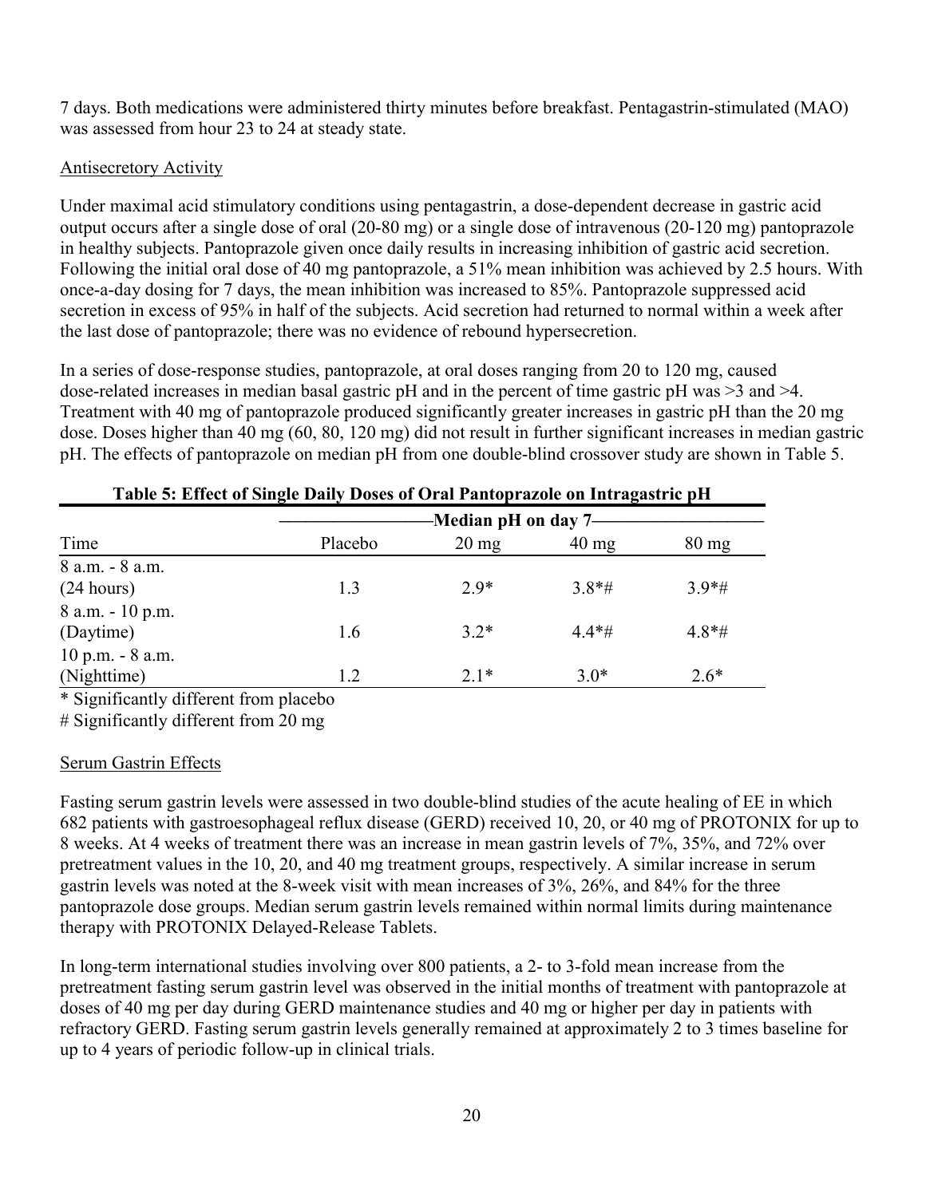7 days. Both medications were administered thirty minutes before breakfast. Pentagastrin-stimulated (MAO) was assessed from hour 23 to 24 at steady state.

Antisecretory Activity

Under maximal acid stimulatory conditions using pentagastrin, a dose-dependent decrease in gastric acid output occurs after a single dose of oral (20-80 mg) or a single dose of intravenous (20-120 mg) pantoprazole in healthy subjects. Pantoprazole given once daily results in increasing inhibition of gastric acid secretion. Following the initial oral dose of 40 mg pantoprazole, a 51% mean inhibition was achieved by 2.5 hours. With once-a-day dosing for 7 days, the mean inhibition was increased to 85%. Pantoprazole suppressed acid secretion in excess of 95% in half of the subjects. Acid secretion had returned to normal within a week after the last dose of pantoprazole; there was no evidence of rebound hypersecretion.

In a series of dose-response studies, pantoprazole, at oral doses ranging from 20 to 120 mg, caused dose-related increases in median basal gastric pH and in the percent of time gastric pH was >3 and >4. Treatment with 40 mg of pantoprazole produced significantly greater increases in gastric pH than the 20 mg dose. Doses higher than 40 mg (60, 80, 120 mg) did not result in further significant increases in median gastric pH. The effects of pantoprazole on median pH from one double-blind crossover study are shown in Table 5.

**Table 5: Effect of Single Daily Doses of Oral Pantoprazole on Intragastric pH**

| | Median pH on day 7 | | | |
|---|---|---|---|---|
| Time | Placebo | 20 mg | 40 mg | 80 mg |
| 8 a.m. - 8 a.m. (24 hours) | 1.3 | 2.9* | 3.8*# | 3.9*# |
| 8 a.m. - 10 p.m. (Daytime) | 1.6 | 3.2* | 4.4*# | 4.8*# |
| 10 p.m. - 8 a.m. (Nighttime) | 1.2 | 2.1* | 3.0* | 2.6* |

\* Significantly different from placebo

\# Significantly different from 20 mg

Serum Gastrin Effects

Fasting serum gastrin levels were assessed in two double-blind studies of the acute healing of EE in which 682 patients with gastroesophageal reflux disease (GERD) received 10, 20, or 40 mg of PROTONIX for up to 8 weeks. At 4 weeks of treatment there was an increase in mean gastrin levels of 7%, 35%, and 72% over pretreatment values in the 10, 20, and 40 mg treatment groups, respectively. A similar increase in serum gastrin levels was noted at the 8-week visit with mean increases of 3%, 26%, and 84% for the three pantoprazole dose groups. Median serum gastrin levels remained within normal limits during maintenance therapy with PROTONIX Delayed-Release Tablets.

In long-term international studies involving over 800 patients, a 2- to 3-fold mean increase from the pretreatment fasting serum gastrin level was observed in the initial months of treatment with pantoprazole at doses of 40 mg per day during GERD maintenance studies and 40 mg or higher per day in patients with refractory GERD. Fasting serum gastrin levels generally remained at approximately 2 to 3 times baseline for up to 4 years of periodic follow-up in clinical trials.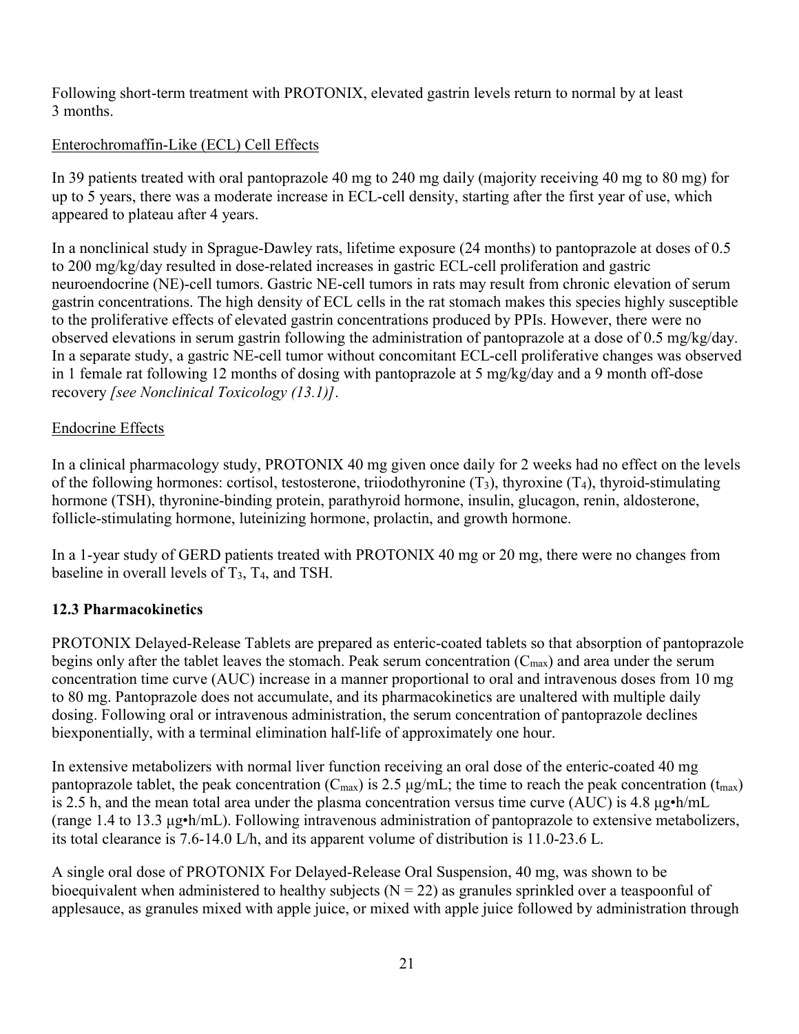Following short-term treatment with PROTONIX, elevated gastrin levels return to normal by at least 3 months.

Enterochromaffin-Like (ECL) Cell Effects

In 39 patients treated with oral pantoprazole 40 mg to 240 mg daily (majority receiving 40 mg to 80 mg) for up to 5 years, there was a moderate increase in ECL-cell density, starting after the first year of use, which appeared to plateau after 4 years.

In a nonclinical study in Sprague-Dawley rats, lifetime exposure (24 months) to pantoprazole at doses of 0.5 to 200 mg/kg/day resulted in dose-related increases in gastric ECL-cell proliferation and gastric neuroendocrine (NE)-cell tumors. Gastric NE-cell tumors in rats may result from chronic elevation of serum gastrin concentrations. The high density of ECL cells in the rat stomach makes this species highly susceptible to the proliferative effects of elevated gastrin concentrations produced by PPIs. However, there were no observed elevations in serum gastrin following the administration of pantoprazole at a dose of 0.5 mg/kg/day. In a separate study, a gastric NE-cell tumor without concomitant ECL-cell proliferative changes was observed in 1 female rat following 12 months of dosing with pantoprazole at 5 mg/kg/day and a 9 month off-dose recovery *[see Nonclinical Toxicology (13.1)]*.

Endocrine Effects

In a clinical pharmacology study, PROTONIX 40 mg given once daily for 2 weeks had no effect on the levels of the following hormones: cortisol, testosterone, triiodothyronine ($T_3$), thyroxine ($T_4$), thyroid-stimulating hormone (TSH), thyronine-binding protein, parathyroid hormone, insulin, glucagon, renin, aldosterone, follicle-stimulating hormone, luteinizing hormone, prolactin, and growth hormone.

In a 1-year study of GERD patients treated with PROTONIX 40 mg or 20 mg, there were no changes from baseline in overall levels of $T_3$, $T_4$, and TSH.

### 12.3 Pharmacokinetics

PROTONIX Delayed-Release Tablets are prepared as enteric-coated tablets so that absorption of pantoprazole begins only after the tablet leaves the stomach. Peak serum concentration ($C_{max}$) and area under the serum concentration time curve (AUC) increase in a manner proportional to oral and intravenous doses from 10 mg to 80 mg. Pantoprazole does not accumulate, and its pharmacokinetics are unaltered with multiple daily dosing. Following oral or intravenous administration, the serum concentration of pantoprazole declines biexponentially, with a terminal elimination half-life of approximately one hour.

In extensive metabolizers with normal liver function receiving an oral dose of the enteric-coated 40 mg pantoprazole tablet, the peak concentration ($C_{max}$) is 2.5 μg/mL; the time to reach the peak concentration ($t_{max}$) is 2.5 h, and the mean total area under the plasma concentration versus time curve (AUC) is 4.8 μg•h/mL (range 1.4 to 13.3 μg•h/mL). Following intravenous administration of pantoprazole to extensive metabolizers, its total clearance is 7.6-14.0 L/h, and its apparent volume of distribution is 11.0-23.6 L.

A single oral dose of PROTONIX For Delayed-Release Oral Suspension, 40 mg, was shown to be bioequivalent when administered to healthy subjects (N = 22) as granules sprinkled over a teaspoonful of applesauce, as granules mixed with apple juice, or mixed with apple juice followed by administration through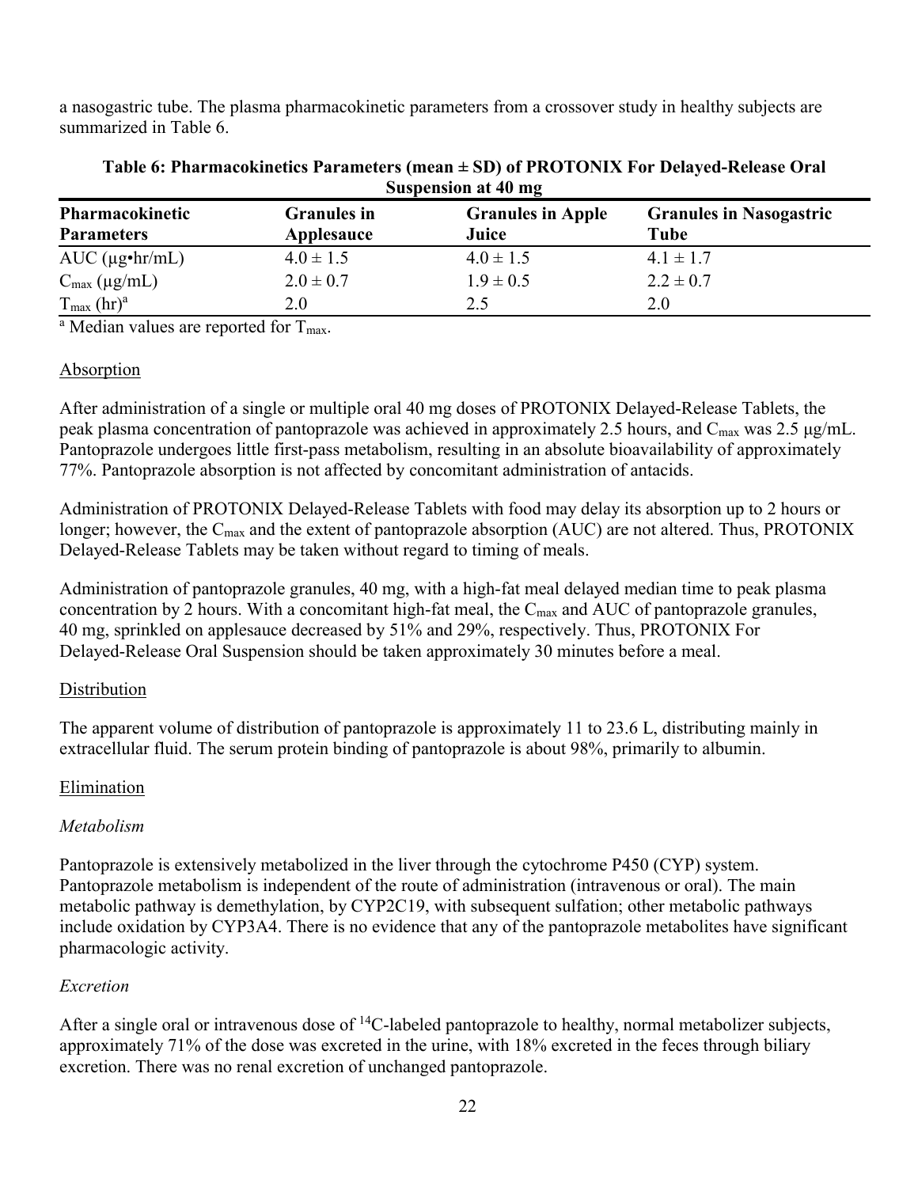a nasogastric tube. The plasma pharmacokinetic parameters from a crossover study in healthy subjects are summarized in Table 6.

**Table 6: Pharmacokinetics Parameters (mean ± SD) of PROTONIX For Delayed-Release Oral Suspension at 40 mg**

| Pharmacokinetic Parameters | Granules in Applesauce | Granules in Apple Juice | Granules in Nasogastric Tube |
|---|---|---|---|
| AUC (µg•hr/mL) | 4.0 ± 1.5 | 4.0 ± 1.5 | 4.1 ± 1.7 |
| $C_{max}$ (µg/mL) | 2.0 ± 0.7 | 1.9 ± 0.5 | 2.2 ± 0.7 |
| $T_{max}$ (hr)[a] | 2.0 | 2.5 | 2.0 |

[a] Median values are reported for $T_{max}$.

Absorption

After administration of a single or multiple oral 40 mg doses of PROTONIX Delayed-Release Tablets, the peak plasma concentration of pantoprazole was achieved in approximately 2.5 hours, and $C_{max}$ was 2.5 µg/mL. Pantoprazole undergoes little first-pass metabolism, resulting in an absolute bioavailability of approximately 77%. Pantoprazole absorption is not affected by concomitant administration of antacids.

Administration of PROTONIX Delayed-Release Tablets with food may delay its absorption up to 2 hours or longer; however, the $C_{max}$ and the extent of pantoprazole absorption (AUC) are not altered. Thus, PROTONIX Delayed-Release Tablets may be taken without regard to timing of meals.

Administration of pantoprazole granules, 40 mg, with a high-fat meal delayed median time to peak plasma concentration by 2 hours. With a concomitant high-fat meal, the $C_{max}$ and AUC of pantoprazole granules, 40 mg, sprinkled on applesauce decreased by 51% and 29%, respectively. Thus, PROTONIX For Delayed-Release Oral Suspension should be taken approximately 30 minutes before a meal.

Distribution

The apparent volume of distribution of pantoprazole is approximately 11 to 23.6 L, distributing mainly in extracellular fluid. The serum protein binding of pantoprazole is about 98%, primarily to albumin.

Elimination

*Metabolism*

Pantoprazole is extensively metabolized in the liver through the cytochrome P450 (CYP) system. Pantoprazole metabolism is independent of the route of administration (intravenous or oral). The main metabolic pathway is demethylation, by CYP2C19, with subsequent sulfation; other metabolic pathways include oxidation by CYP3A4. There is no evidence that any of the pantoprazole metabolites have significant pharmacologic activity.

*Excretion*

After a single oral or intravenous dose of $^{14}C$-labeled pantoprazole to healthy, normal metabolizer subjects, approximately 71% of the dose was excreted in the urine, with 18% excreted in the feces through biliary excretion. There was no renal excretion of unchanged pantoprazole.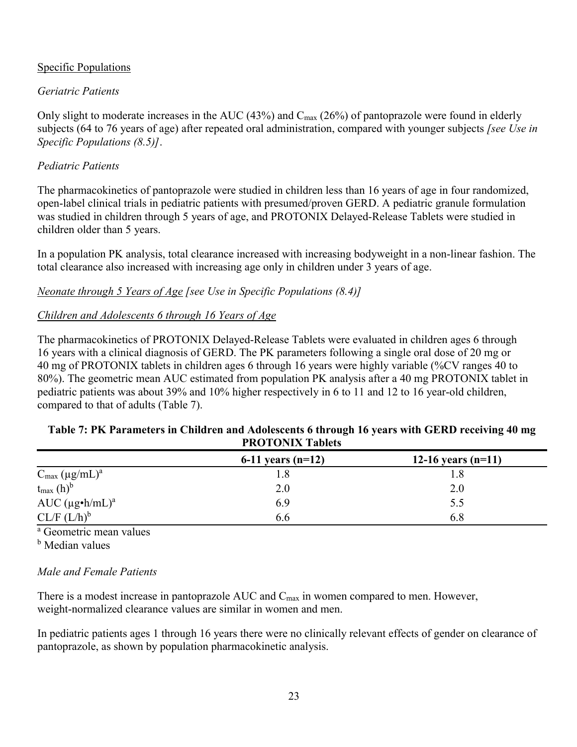Specific Populations

*Geriatric Patients*

Only slight to moderate increases in the AUC (43%) and $C_{max}$ (26%) of pantoprazole were found in elderly subjects (64 to 76 years of age) after repeated oral administration, compared with younger subjects *[see Use in Specific Populations (8.5)]*.

*Pediatric Patients*

The pharmacokinetics of pantoprazole were studied in children less than 16 years of age in four randomized, open-label clinical trials in pediatric patients with presumed/proven GERD. A pediatric granule formulation was studied in children through 5 years of age, and PROTONIX Delayed-Release Tablets were studied in children older than 5 years.

In a population PK analysis, total clearance increased with increasing bodyweight in a non-linear fashion. The total clearance also increased with increasing age only in children under 3 years of age.

*Neonate through 5 Years of Age* *[see Use in Specific Populations (8.4)]*

*Children and Adolescents 6 through 16 Years of Age*

The pharmacokinetics of PROTONIX Delayed-Release Tablets were evaluated in children ages 6 through 16 years with a clinical diagnosis of GERD. The PK parameters following a single oral dose of 20 mg or 40 mg of PROTONIX tablets in children ages 6 through 16 years were highly variable (%CV ranges 40 to 80%). The geometric mean AUC estimated from population PK analysis after a 40 mg PROTONIX tablet in pediatric patients was about 39% and 10% higher respectively in 6 to 11 and 12 to 16 year-old children, compared to that of adults (Table 7).

**Table 7: PK Parameters in Children and Adolescents 6 through 16 years with GERD receiving 40 mg PROTONIX Tablets**

| | 6-11 years (n=12) | 12-16 years (n=11) |
|---|---|---|
| $C_{max}$ (µg/mL)[a] | 1.8 | 1.8 |
| $t_{max}$ (h)[b] | 2.0 | 2.0 |
| AUC (µg•h/mL)[a] | 6.9 | 5.5 |
| CL/F (L/h)[b] | 6.6 | 6.8 |

[a] Geometric mean values

[b] Median values

*Male and Female Patients*

There is a modest increase in pantoprazole AUC and $C_{max}$ in women compared to men. However, weight-normalized clearance values are similar in women and men.

In pediatric patients ages 1 through 16 years there were no clinically relevant effects of gender on clearance of pantoprazole, as shown by population pharmacokinetic analysis.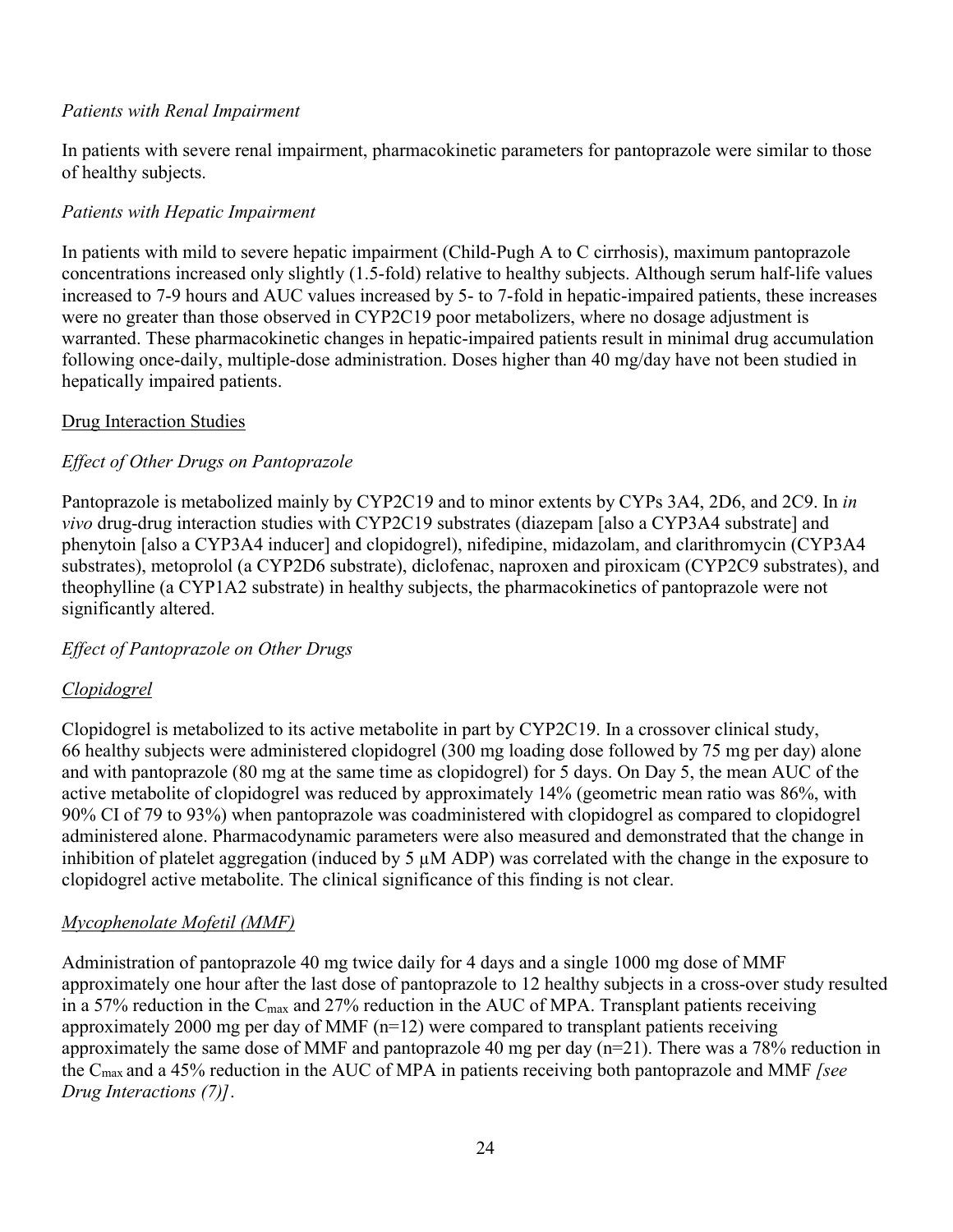*Patients with Renal Impairment*

In patients with severe renal impairment, pharmacokinetic parameters for pantoprazole were similar to those of healthy subjects.

*Patients with Hepatic Impairment*

In patients with mild to severe hepatic impairment (Child-Pugh A to C cirrhosis), maximum pantoprazole concentrations increased only slightly (1.5-fold) relative to healthy subjects. Although serum half-life values increased to 7-9 hours and AUC values increased by 5- to 7-fold in hepatic-impaired patients, these increases were no greater than those observed in CYP2C19 poor metabolizers, where no dosage adjustment is warranted. These pharmacokinetic changes in hepatic-impaired patients result in minimal drug accumulation following once-daily, multiple-dose administration. Doses higher than 40 mg/day have not been studied in hepatically impaired patients.

Drug Interaction Studies

*Effect of Other Drugs on Pantoprazole*

Pantoprazole is metabolized mainly by CYP2C19 and to minor extents by CYPs 3A4, 2D6, and 2C9. In *in vivo* drug-drug interaction studies with CYP2C19 substrates (diazepam [also a CYP3A4 substrate] and phenytoin [also a CYP3A4 inducer] and clopidogrel), nifedipine, midazolam, and clarithromycin (CYP3A4 substrates), metoprolol (a CYP2D6 substrate), diclofenac, naproxen and piroxicam (CYP2C9 substrates), and theophylline (a CYP1A2 substrate) in healthy subjects, the pharmacokinetics of pantoprazole were not significantly altered.

*Effect of Pantoprazole on Other Drugs*

*Clopidogrel*

Clopidogrel is metabolized to its active metabolite in part by CYP2C19. In a crossover clinical study, 66 healthy subjects were administered clopidogrel (300 mg loading dose followed by 75 mg per day) alone and with pantoprazole (80 mg at the same time as clopidogrel) for 5 days. On Day 5, the mean AUC of the active metabolite of clopidogrel was reduced by approximately 14% (geometric mean ratio was 86%, with 90% CI of 79 to 93%) when pantoprazole was coadministered with clopidogrel as compared to clopidogrel administered alone. Pharmacodynamic parameters were also measured and demonstrated that the change in inhibition of platelet aggregation (induced by 5 μM ADP) was correlated with the change in the exposure to clopidogrel active metabolite. The clinical significance of this finding is not clear.

*Mycophenolate Mofetil (MMF)*

Administration of pantoprazole 40 mg twice daily for 4 days and a single 1000 mg dose of MMF approximately one hour after the last dose of pantoprazole to 12 healthy subjects in a cross-over study resulted in a 57% reduction in the $C_{max}$ and 27% reduction in the AUC of MPA. Transplant patients receiving approximately 2000 mg per day of MMF (n=12) were compared to transplant patients receiving approximately the same dose of MMF and pantoprazole 40 mg per day (n=21). There was a 78% reduction in the $C_{max}$ and a 45% reduction in the AUC of MPA in patients receiving both pantoprazole and MMF *[see Drug Interactions (7)]*.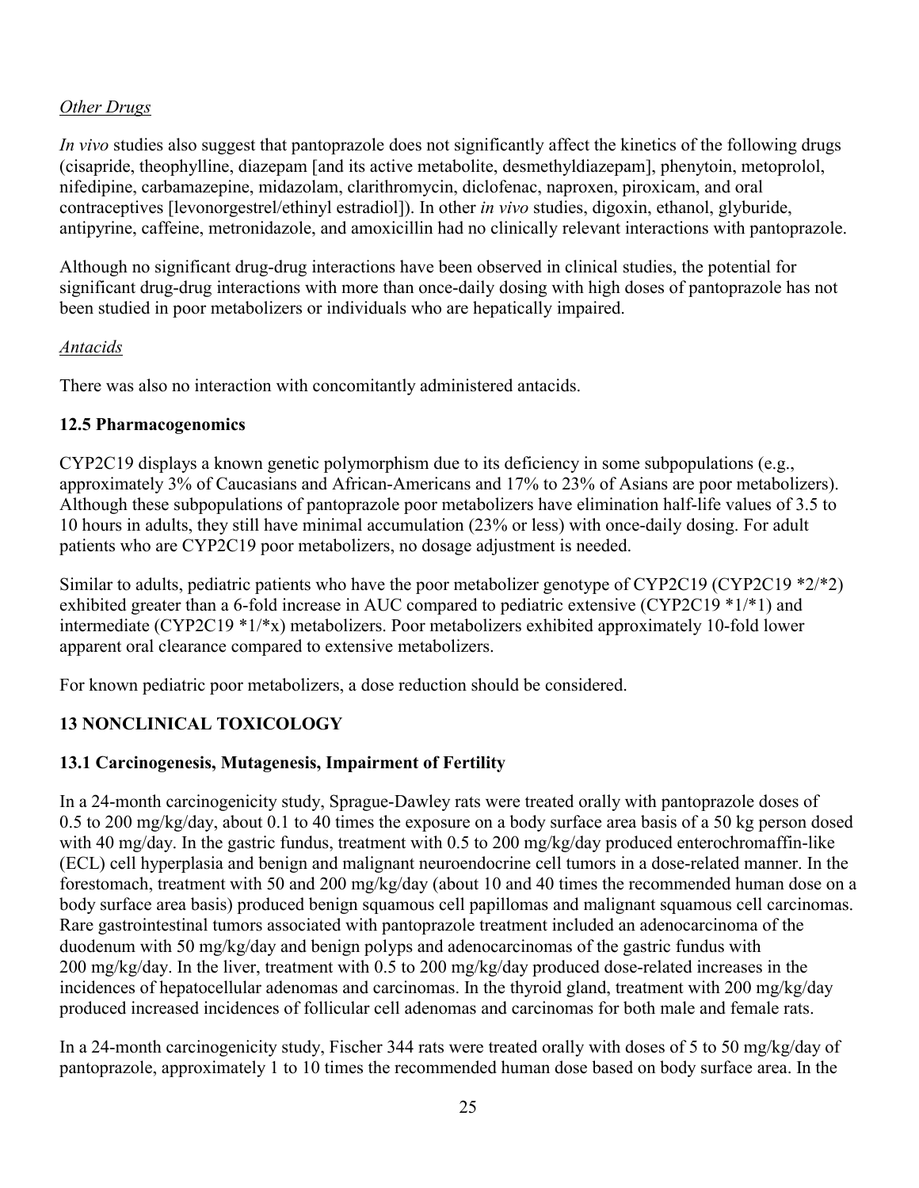*Other Drugs*

*In vivo* studies also suggest that pantoprazole does not significantly affect the kinetics of the following drugs (cisapride, theophylline, diazepam [and its active metabolite, desmethyldiazepam], phenytoin, metoprolol, nifedipine, carbamazepine, midazolam, clarithromycin, diclofenac, naproxen, piroxicam, and oral contraceptives [levonorgestrel/ethinyl estradiol]). In other *in vivo* studies, digoxin, ethanol, glyburide, antipyrine, caffeine, metronidazole, and amoxicillin had no clinically relevant interactions with pantoprazole.

Although no significant drug-drug interactions have been observed in clinical studies, the potential for significant drug-drug interactions with more than once-daily dosing with high doses of pantoprazole has not been studied in poor metabolizers or individuals who are hepatically impaired.

*Antacids*

There was also no interaction with concomitantly administered antacids.

### 12.5 Pharmacogenomics

CYP2C19 displays a known genetic polymorphism due to its deficiency in some subpopulations (e.g., approximately 3% of Caucasians and African-Americans and 17% to 23% of Asians are poor metabolizers). Although these subpopulations of pantoprazole poor metabolizers have elimination half-life values of 3.5 to 10 hours in adults, they still have minimal accumulation (23% or less) with once-daily dosing. For adult patients who are CYP2C19 poor metabolizers, no dosage adjustment is needed.

Similar to adults, pediatric patients who have the poor metabolizer genotype of CYP2C19 (CYP2C19 *2/*2) exhibited greater than a 6-fold increase in AUC compared to pediatric extensive (CYP2C19 *1/*1) and intermediate (CYP2C19 *1/*x) metabolizers. Poor metabolizers exhibited approximately 10-fold lower apparent oral clearance compared to extensive metabolizers.

For known pediatric poor metabolizers, a dose reduction should be considered.

## 13 NONCLINICAL TOXICOLOGY

### 13.1 Carcinogenesis, Mutagenesis, Impairment of Fertility

In a 24-month carcinogenicity study, Sprague-Dawley rats were treated orally with pantoprazole doses of 0.5 to 200 mg/kg/day, about 0.1 to 40 times the exposure on a body surface area basis of a 50 kg person dosed with 40 mg/day. In the gastric fundus, treatment with 0.5 to 200 mg/kg/day produced enterochromaffin-like (ECL) cell hyperplasia and benign and malignant neuroendocrine cell tumors in a dose-related manner. In the forestomach, treatment with 50 and 200 mg/kg/day (about 10 and 40 times the recommended human dose on a body surface area basis) produced benign squamous cell papillomas and malignant squamous cell carcinomas. Rare gastrointestinal tumors associated with pantoprazole treatment included an adenocarcinoma of the duodenum with 50 mg/kg/day and benign polyps and adenocarcinomas of the gastric fundus with 200 mg/kg/day. In the liver, treatment with 0.5 to 200 mg/kg/day produced dose-related increases in the incidences of hepatocellular adenomas and carcinomas. In the thyroid gland, treatment with 200 mg/kg/day produced increased incidences of follicular cell adenomas and carcinomas for both male and female rats.

In a 24-month carcinogenicity study, Fischer 344 rats were treated orally with doses of 5 to 50 mg/kg/day of pantoprazole, approximately 1 to 10 times the recommended human dose based on body surface area. In the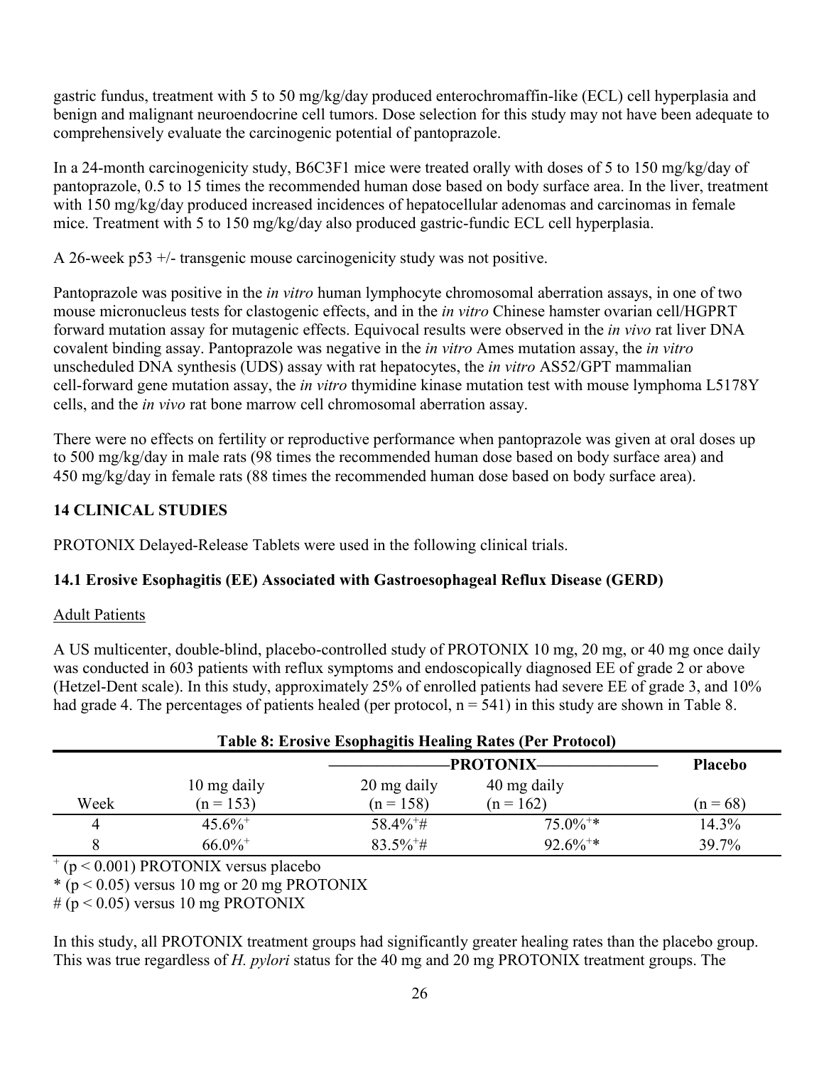gastric fundus, treatment with 5 to 50 mg/kg/day produced enterochromaffin-like (ECL) cell hyperplasia and benign and malignant neuroendocrine cell tumors. Dose selection for this study may not have been adequate to comprehensively evaluate the carcinogenic potential of pantoprazole.

In a 24-month carcinogenicity study, B6C3F1 mice were treated orally with doses of 5 to 150 mg/kg/day of pantoprazole, 0.5 to 15 times the recommended human dose based on body surface area. In the liver, treatment with 150 mg/kg/day produced increased incidences of hepatocellular adenomas and carcinomas in female mice. Treatment with 5 to 150 mg/kg/day also produced gastric-fundic ECL cell hyperplasia.

A 26-week p53 +/- transgenic mouse carcinogenicity study was not positive.

Pantoprazole was positive in the *in vitro* human lymphocyte chromosomal aberration assays, in one of two mouse micronucleus tests for clastogenic effects, and in the *in vitro* Chinese hamster ovarian cell/HGPRT forward mutation assay for mutagenic effects. Equivocal results were observed in the *in vivo* rat liver DNA covalent binding assay. Pantoprazole was negative in the *in vitro* Ames mutation assay, the *in vitro* unscheduled DNA synthesis (UDS) assay with rat hepatocytes, the *in vitro* AS52/GPT mammalian cell-forward gene mutation assay, the *in vitro* thymidine kinase mutation test with mouse lymphoma L5178Y cells, and the *in vivo* rat bone marrow cell chromosomal aberration assay.

There were no effects on fertility or reproductive performance when pantoprazole was given at oral doses up to 500 mg/kg/day in male rats (98 times the recommended human dose based on body surface area) and 450 mg/kg/day in female rats (88 times the recommended human dose based on body surface area).

## 14 CLINICAL STUDIES

PROTONIX Delayed-Release Tablets were used in the following clinical trials.

### 14.1 Erosive Esophagitis (EE) Associated with Gastroesophageal Reflux Disease (GERD)

Adult Patients

A US multicenter, double-blind, placebo-controlled study of PROTONIX 10 mg, 20 mg, or 40 mg once daily was conducted in 603 patients with reflux symptoms and endoscopically diagnosed EE of grade 2 or above (Hetzel-Dent scale). In this study, approximately 25% of enrolled patients had severe EE of grade 3, and 10% had grade 4. The percentages of patients healed (per protocol, n = 541) in this study are shown in Table 8.

**Table 8: Erosive Esophagitis Healing Rates (Per Protocol)**

| Week | PROTONIX 10 mg daily (n = 153) | PROTONIX 20 mg daily (n = 158) | PROTONIX 40 mg daily (n = 162) | Placebo (n = 68) |
|---|---|---|---|---|
| 4 | 45.6%⁺ | 58.4%⁺# | 75.0%⁺* | 14.3% |
| 8 | 66.0%⁺ | 83.5%⁺# | 92.6%⁺* | 39.7% |

⁺ ($p < 0.001$) PROTONIX versus placebo

\* ($p < 0.05$) versus 10 mg or 20 mg PROTONIX

\# ($p < 0.05$) versus 10 mg PROTONIX

In this study, all PROTONIX treatment groups had significantly greater healing rates than the placebo group. This was true regardless of *H. pylori* status for the 40 mg and 20 mg PROTONIX treatment groups. The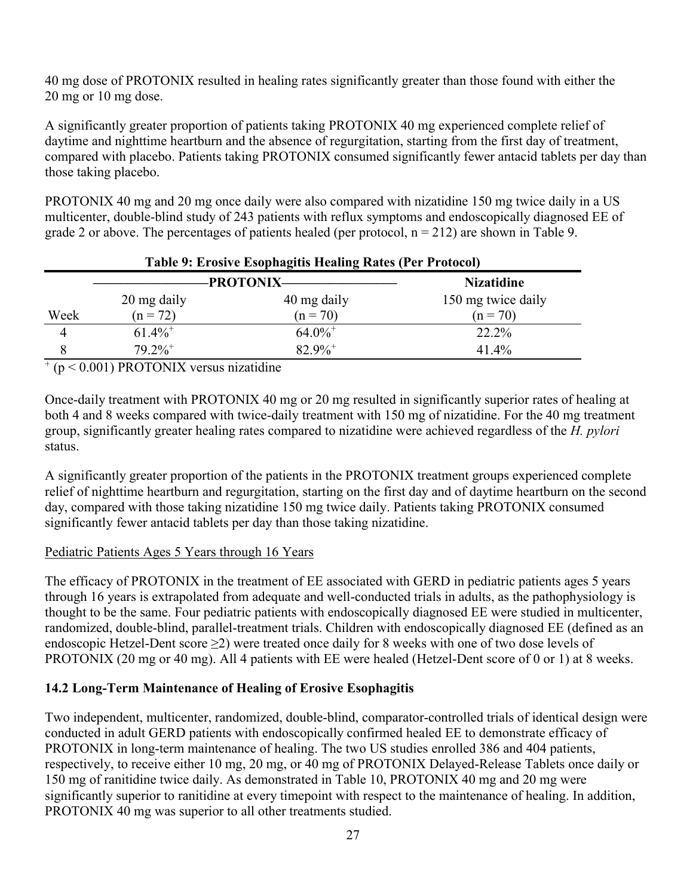40 mg dose of PROTONIX resulted in healing rates significantly greater than those found with either the 20 mg or 10 mg dose.

A significantly greater proportion of patients taking PROTONIX 40 mg experienced complete relief of daytime and nighttime heartburn and the absence of regurgitation, starting from the first day of treatment, compared with placebo. Patients taking PROTONIX consumed significantly fewer antacid tablets per day than those taking placebo.

PROTONIX 40 mg and 20 mg once daily were also compared with nizatidine 150 mg twice daily in a US multicenter, double-blind study of 243 patients with reflux symptoms and endoscopically diagnosed EE of grade 2 or above. The percentages of patients healed (per protocol, n = 212) are shown in Table 9.

**Table 9: Erosive Esophagitis Healing Rates (Per Protocol)**

| | PROTONIX | | Nizatidine |
|---|---|---|---|
| Week | 20 mg daily (n = 72) | 40 mg daily (n = 70) | 150 mg twice daily (n = 70) |
| 4 | 61.4%$^{+}$ | 64.0%$^{+}$ | 22.2% |
| 8 | 79.2%$^{+}$ | 82.9%$^{+}$ | 41.4% |

$^{+}$ ($p < 0.001$) PROTONIX versus nizatidine

Once-daily treatment with PROTONIX 40 mg or 20 mg resulted in significantly superior rates of healing at both 4 and 8 weeks compared with twice-daily treatment with 150 mg of nizatidine. For the 40 mg treatment group, significantly greater healing rates compared to nizatidine were achieved regardless of the *H. pylori* status.

A significantly greater proportion of the patients in the PROTONIX treatment groups experienced complete relief of nighttime heartburn and regurgitation, starting on the first day and of daytime heartburn on the second day, compared with those taking nizatidine 150 mg twice daily. Patients taking PROTONIX consumed significantly fewer antacid tablets per day than those taking nizatidine.

Pediatric Patients Ages 5 Years through 16 Years

The efficacy of PROTONIX in the treatment of EE associated with GERD in pediatric patients ages 5 years through 16 years is extrapolated from adequate and well-conducted trials in adults, as the pathophysiology is thought to be the same. Four pediatric patients with endoscopically diagnosed EE were studied in multicenter, randomized, double-blind, parallel-treatment trials. Children with endoscopically diagnosed EE (defined as an endoscopic Hetzel-Dent score ≥2) were treated once daily for 8 weeks with one of two dose levels of PROTONIX (20 mg or 40 mg). All 4 patients with EE were healed (Hetzel-Dent score of 0 or 1) at 8 weeks.

### 14.2 Long-Term Maintenance of Healing of Erosive Esophagitis

Two independent, multicenter, randomized, double-blind, comparator-controlled trials of identical design were conducted in adult GERD patients with endoscopically confirmed healed EE to demonstrate efficacy of PROTONIX in long-term maintenance of healing. The two US studies enrolled 386 and 404 patients, respectively, to receive either 10 mg, 20 mg, or 40 mg of PROTONIX Delayed-Release Tablets once daily or 150 mg of ranitidine twice daily. As demonstrated in Table 10, PROTONIX 40 mg and 20 mg were significantly superior to ranitidine at every timepoint with respect to the maintenance of healing. In addition, PROTONIX 40 mg was superior to all other treatments studied.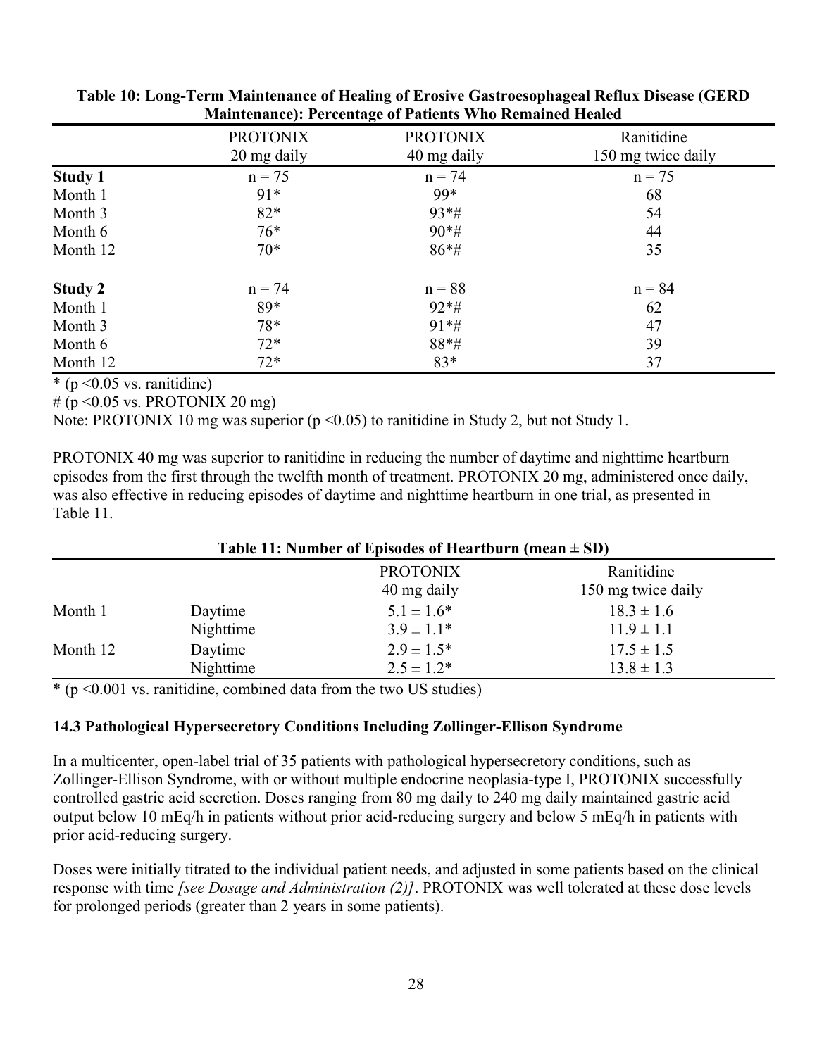**Table 10: Long-Term Maintenance of Healing of Erosive Gastroesophageal Reflux Disease (GERD Maintenance): Percentage of Patients Who Remained Healed**

| | PROTONIX 20 mg daily | PROTONIX 40 mg daily | Ranitidine 150 mg twice daily |
|---|---|---|---|
| **Study 1** | n = 75 | n = 74 | n = 75 |
| Month 1 | 91* | 99* | 68 |
| Month 3 | 82* | 93*# | 54 |
| Month 6 | 76* | 90*# | 44 |
| Month 12 | 70* | 86*# | 35 |
| **Study 2** | n = 74 | n = 88 | n = 84 |
| Month 1 | 89* | 92*# | 62 |
| Month 3 | 78* | 91*# | 47 |
| Month 6 | 72* | 88*# | 39 |
| Month 12 | 72* | 83* | 37 |

* ($p < 0.05$ vs. ranitidine)

# ($p < 0.05$ vs. PROTONIX 20 mg)

Note: PROTONIX 10 mg was superior ($p < 0.05$) to ranitidine in Study 2, but not Study 1.

PROTONIX 40 mg was superior to ranitidine in reducing the number of daytime and nighttime heartburn episodes from the first through the twelfth month of treatment. PROTONIX 20 mg, administered once daily, was also effective in reducing episodes of daytime and nighttime heartburn in one trial, as presented in Table 11.

**Table 11: Number of Episodes of Heartburn (mean ± SD)**

| | | PROTONIX 40 mg daily | Ranitidine 150 mg twice daily |
|---|---|---|---|
| Month 1 | Daytime | 5.1 ± 1.6* | 18.3 ± 1.6 |
| | Nighttime | 3.9 ± 1.1* | 11.9 ± 1.1 |
| Month 12 | Daytime | 2.9 ± 1.5* | 17.5 ± 1.5 |
| | Nighttime | 2.5 ± 1.2* | 13.8 ± 1.3 |

* ($p < 0.001$ vs. ranitidine, combined data from the two US studies)

### 14.3 Pathological Hypersecretory Conditions Including Zollinger-Ellison Syndrome

In a multicenter, open-label trial of 35 patients with pathological hypersecretory conditions, such as Zollinger-Ellison Syndrome, with or without multiple endocrine neoplasia-type I, PROTONIX successfully controlled gastric acid secretion. Doses ranging from 80 mg daily to 240 mg daily maintained gastric acid output below 10 mEq/h in patients without prior acid-reducing surgery and below 5 mEq/h in patients with prior acid-reducing surgery.

Doses were initially titrated to the individual patient needs, and adjusted in some patients based on the clinical response with time *[see Dosage and Administration (2)]*. PROTONIX was well tolerated at these dose levels for prolonged periods (greater than 2 years in some patients).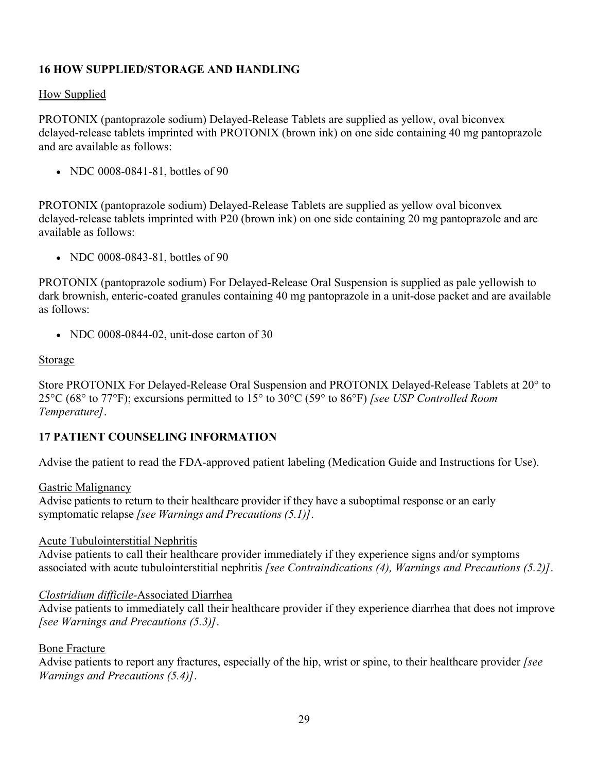## 16 HOW SUPPLIED/STORAGE AND HANDLING

How Supplied

PROTONIX (pantoprazole sodium) Delayed-Release Tablets are supplied as yellow, oval biconvex delayed-release tablets imprinted with PROTONIX (brown ink) on one side containing 40 mg pantoprazole and are available as follows:

- NDC 0008-0841-81, bottles of 90

PROTONIX (pantoprazole sodium) Delayed-Release Tablets are supplied as yellow oval biconvex delayed-release tablets imprinted with P20 (brown ink) on one side containing 20 mg pantoprazole and are available as follows:

- NDC 0008-0843-81, bottles of 90

PROTONIX (pantoprazole sodium) For Delayed-Release Oral Suspension is supplied as pale yellowish to dark brownish, enteric-coated granules containing 40 mg pantoprazole in a unit-dose packet and are available as follows:

- NDC 0008-0844-02, unit-dose carton of 30

Storage

Store PROTONIX For Delayed-Release Oral Suspension and PROTONIX Delayed-Release Tablets at 20° to 25°C (68° to 77°F); excursions permitted to 15° to 30°C (59° to 86°F) *[see USP Controlled Room Temperature]*.

## 17 PATIENT COUNSELING INFORMATION

Advise the patient to read the FDA-approved patient labeling (Medication Guide and Instructions for Use).

Gastric Malignancy
Advise patients to return to their healthcare provider if they have a suboptimal response or an early symptomatic relapse *[see Warnings and Precautions (5.1)]*.

Acute Tubulointerstitial Nephritis
Advise patients to call their healthcare provider immediately if they experience signs and/or symptoms associated with acute tubulointerstitial nephritis *[see Contraindications (4), Warnings and Precautions (5.2)]*.

*Clostridium difficile*-Associated Diarrhea
Advise patients to immediately call their healthcare provider if they experience diarrhea that does not improve *[see Warnings and Precautions (5.3)]*.

Bone Fracture
Advise patients to report any fractures, especially of the hip, wrist or spine, to their healthcare provider *[see Warnings and Precautions (5.4)]*.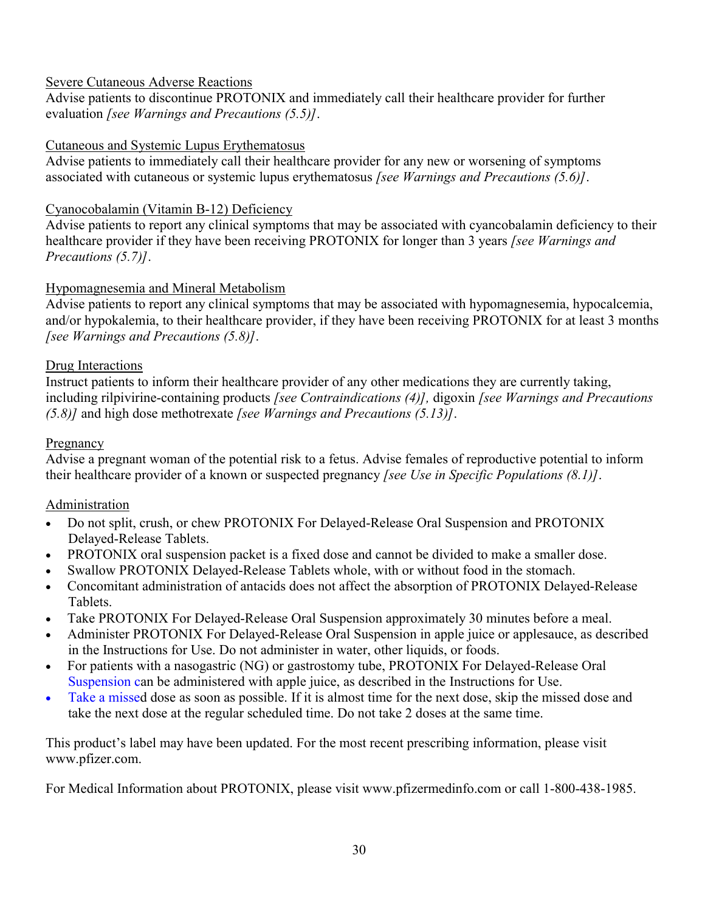Severe Cutaneous Adverse Reactions

Advise patients to discontinue PROTONIX and immediately call their healthcare provider for further evaluation *[see Warnings and Precautions (5.5)]*.

Cutaneous and Systemic Lupus Erythematosus

Advise patients to immediately call their healthcare provider for any new or worsening of symptoms associated with cutaneous or systemic lupus erythematosus *[see Warnings and Precautions (5.6)]*.

Cyanocobalamin (Vitamin B-12) Deficiency

Advise patients to report any clinical symptoms that may be associated with cyancobalamin deficiency to their healthcare provider if they have been receiving PROTONIX for longer than 3 years *[see Warnings and Precautions (5.7)]*.

Hypomagnesemia and Mineral Metabolism

Advise patients to report any clinical symptoms that may be associated with hypomagnesemia, hypocalcemia, and/or hypokalemia, to their healthcare provider, if they have been receiving PROTONIX for at least 3 months *[see Warnings and Precautions (5.8)]*.

Drug Interactions

Instruct patients to inform their healthcare provider of any other medications they are currently taking, including rilpivirine-containing products *[see Contraindications (4)],* digoxin *[see Warnings and Precautions (5.8)]* and high dose methotrexate *[see Warnings and Precautions (5.13)]*.

Pregnancy

Advise a pregnant woman of the potential risk to a fetus. Advise females of reproductive potential to inform their healthcare provider of a known or suspected pregnancy *[see Use in Specific Populations (8.1)]*.

Administration

- Do not split, crush, or chew PROTONIX For Delayed-Release Oral Suspension and PROTONIX Delayed-Release Tablets.
- PROTONIX oral suspension packet is a fixed dose and cannot be divided to make a smaller dose.
- Swallow PROTONIX Delayed-Release Tablets whole, with or without food in the stomach.
- Concomitant administration of antacids does not affect the absorption of PROTONIX Delayed-Release Tablets.
- Take PROTONIX For Delayed-Release Oral Suspension approximately 30 minutes before a meal.
- Administer PROTONIX For Delayed-Release Oral Suspension in apple juice or applesauce, as described in the Instructions for Use. Do not administer in water, other liquids, or foods.
- For patients with a nasogastric (NG) or gastrostomy tube, PROTONIX For Delayed-Release Oral Suspension can be administered with apple juice, as described in the Instructions for Use.
- Take a missed dose as soon as possible. If it is almost time for the next dose, skip the missed dose and take the next dose at the regular scheduled time. Do not take 2 doses at the same time.

This product's label may have been updated. For the most recent prescribing information, please visit www.pfizer.com.

For Medical Information about PROTONIX, please visit www.pfizermedinfo.com or call 1-800-438-1985.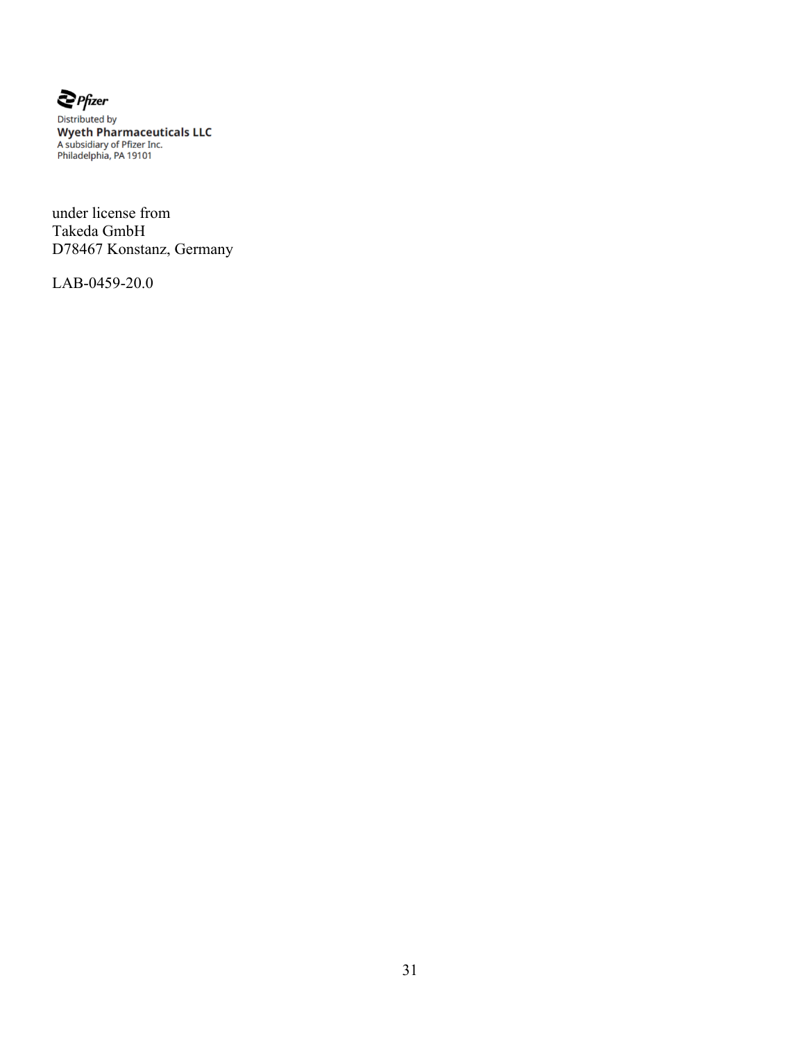Pfizer

Distributed by
**Wyeth Pharmaceuticals LLC**
A subsidiary of Pfizer Inc.
Philadelphia, PA 19101

under license from
Takeda GmbH
D78467 Konstanz, Germany

LAB-0459-20.0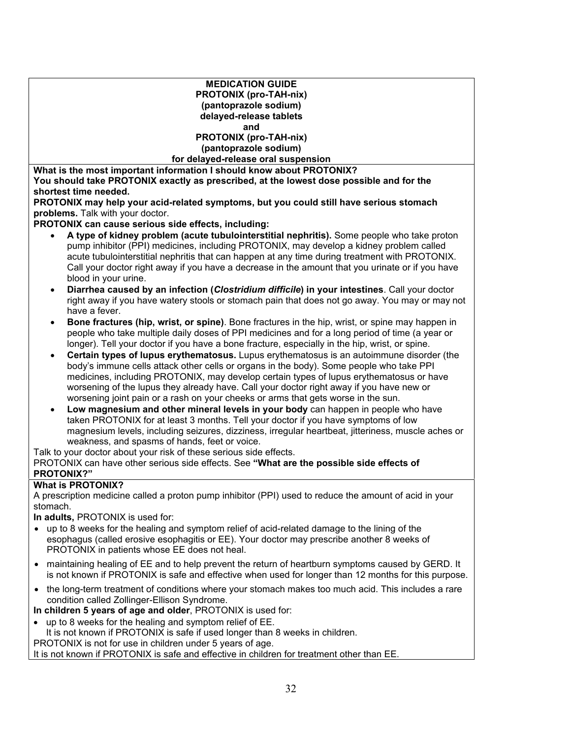**MEDICATION GUIDE**
**PROTONIX (pro-TAH-nix)**
**(pantoprazole sodium)**
**delayed-release tablets**
**and**
**PROTONIX (pro-TAH-nix)**
**(pantoprazole sodium)**
**for delayed-release oral suspension**

**What is the most important information I should know about PROTONIX?**

**You should take PROTONIX exactly as prescribed, at the lowest dose possible and for the shortest time needed.**

**PROTONIX may help your acid-related symptoms, but you could still have serious stomach problems.** Talk with your doctor.

**PROTONIX can cause serious side effects, including:**

- **A type of kidney problem (acute tubulointerstitial nephritis).** Some people who take proton pump inhibitor (PPI) medicines, including PROTONIX, may develop a kidney problem called acute tubulointerstitial nephritis that can happen at any time during treatment with PROTONIX. Call your doctor right away if you have a decrease in the amount that you urinate or if you have blood in your urine.
- **Diarrhea caused by an infection (*Clostridium difficile*) in your intestines**. Call your doctor right away if you have watery stools or stomach pain that does not go away. You may or may not have a fever.
- **Bone fractures (hip, wrist, or spine)**. Bone fractures in the hip, wrist, or spine may happen in people who take multiple daily doses of PPI medicines and for a long period of time (a year or longer). Tell your doctor if you have a bone fracture, especially in the hip, wrist, or spine.
- **Certain types of lupus erythematosus.** Lupus erythematosus is an autoimmune disorder (the body's immune cells attack other cells or organs in the body). Some people who take PPI medicines, including PROTONIX, may develop certain types of lupus erythematosus or have worsening of the lupus they already have. Call your doctor right away if you have new or worsening joint pain or a rash on your cheeks or arms that gets worse in the sun.
- **Low magnesium and other mineral levels in your body** can happen in people who have taken PROTONIX for at least 3 months. Tell your doctor if you have symptoms of low magnesium levels, including seizures, dizziness, irregular heartbeat, jitteriness, muscle aches or weakness, and spasms of hands, feet or voice.

Talk to your doctor about your risk of these serious side effects.

PROTONIX can have other serious side effects. See **"What are the possible side effects of PROTONIX?"**

**What is PROTONIX?**

A prescription medicine called a proton pump inhibitor (PPI) used to reduce the amount of acid in your stomach.

**In adults,** PROTONIX is used for:

- up to 8 weeks for the healing and symptom relief of acid-related damage to the lining of the esophagus (called erosive esophagitis or EE). Your doctor may prescribe another 8 weeks of PROTONIX in patients whose EE does not heal.
- maintaining healing of EE and to help prevent the return of heartburn symptoms caused by GERD. It is not known if PROTONIX is safe and effective when used for longer than 12 months for this purpose.
- the long-term treatment of conditions where your stomach makes too much acid. This includes a rare condition called Zollinger-Ellison Syndrome.

**In children 5 years of age and older**, PROTONIX is used for:

- up to 8 weeks for the healing and symptom relief of EE.
  It is not known if PROTONIX is safe if used longer than 8 weeks in children.

PROTONIX is not for use in children under 5 years of age.

It is not known if PROTONIX is safe and effective in children for treatment other than EE.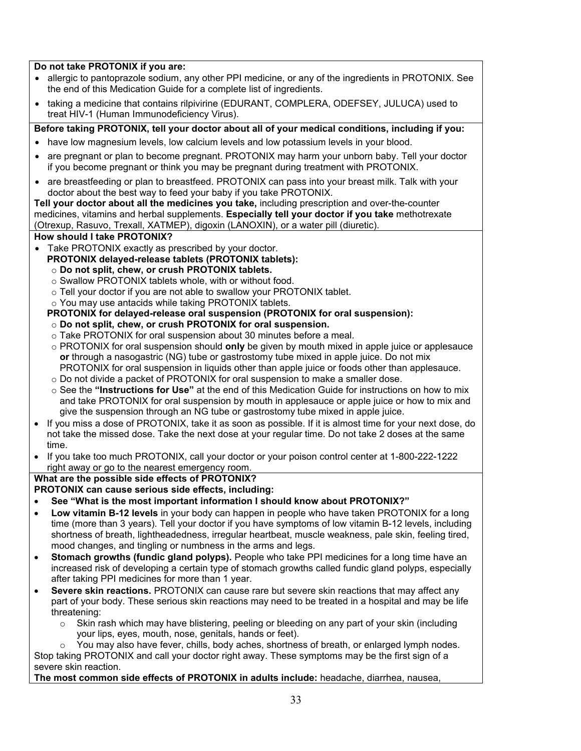**Do not take PROTONIX if you are:**

- allergic to pantoprazole sodium, any other PPI medicine, or any of the ingredients in PROTONIX. See the end of this Medication Guide for a complete list of ingredients.
- taking a medicine that contains rilpivirine (EDURANT, COMPLERA, ODEFSEY, JULUCA) used to treat HIV-1 (Human Immunodeficiency Virus).

**Before taking PROTONIX, tell your doctor about all of your medical conditions, including if you:**

- have low magnesium levels, low calcium levels and low potassium levels in your blood.
- are pregnant or plan to become pregnant. PROTONIX may harm your unborn baby. Tell your doctor if you become pregnant or think you may be pregnant during treatment with PROTONIX.
- are breastfeeding or plan to breastfeed. PROTONIX can pass into your breast milk. Talk with your doctor about the best way to feed your baby if you take PROTONIX.

**Tell your doctor about all the medicines you take,** including prescription and over-the-counter medicines, vitamins and herbal supplements. **Especially tell your doctor if you take** methotrexate (Otrexup, Rasuvo, Trexall, XATMEP), digoxin (LANOXIN), or a water pill (diuretic).

**How should I take PROTONIX?**

- Take PROTONIX exactly as prescribed by your doctor.

  **PROTONIX delayed-release tablets (PROTONIX tablets):**
  - **Do not split, chew, or crush PROTONIX tablets.**
  - Swallow PROTONIX tablets whole, with or without food.
  - Tell your doctor if you are not able to swallow your PROTONIX tablet.
  - You may use antacids while taking PROTONIX tablets.

  **PROTONIX for delayed-release oral suspension (PROTONIX for oral suspension):**
  - **Do not split, chew, or crush PROTONIX for oral suspension.**
  - Take PROTONIX for oral suspension about 30 minutes before a meal.
  - PROTONIX for oral suspension should **only** be given by mouth mixed in apple juice or applesauce **or** through a nasogastric (NG) tube or gastrostomy tube mixed in apple juice. Do not mix PROTONIX for oral suspension in liquids other than apple juice or foods other than applesauce.
  - Do not divide a packet of PROTONIX for oral suspension to make a smaller dose.
  - See the **"Instructions for Use"** at the end of this Medication Guide for instructions on how to mix and take PROTONIX for oral suspension by mouth in applesauce or apple juice or how to mix and give the suspension through an NG tube or gastrostomy tube mixed in apple juice.
- If you miss a dose of PROTONIX, take it as soon as possible. If it is almost time for your next dose, do not take the missed dose. Take the next dose at your regular time. Do not take 2 doses at the same time.
- If you take too much PROTONIX, call your doctor or your poison control center at 1-800-222-1222 right away or go to the nearest emergency room.

**What are the possible side effects of PROTONIX?**

**PROTONIX can cause serious side effects, including:**

- **See "What is the most important information I should know about PROTONIX?"**
- **Low vitamin B-12 levels** in your body can happen in people who have taken PROTONIX for a long time (more than 3 years). Tell your doctor if you have symptoms of low vitamin B-12 levels, including shortness of breath, lightheadedness, irregular heartbeat, muscle weakness, pale skin, feeling tired, mood changes, and tingling or numbness in the arms and legs.
- **Stomach growths (fundic gland polyps).** People who take PPI medicines for a long time have an increased risk of developing a certain type of stomach growths called fundic gland polyps, especially after taking PPI medicines for more than 1 year.
- **Severe skin reactions.** PROTONIX can cause rare but severe skin reactions that may affect any part of your body. These serious skin reactions may need to be treated in a hospital and may be life threatening:
  - Skin rash which may have blistering, peeling or bleeding on any part of your skin (including your lips, eyes, mouth, nose, genitals, hands or feet).
  - You may also have fever, chills, body aches, shortness of breath, or enlarged lymph nodes.

Stop taking PROTONIX and call your doctor right away. These symptoms may be the first sign of a severe skin reaction.

**The most common side effects of PROTONIX in adults include:** headache, diarrhea, nausea,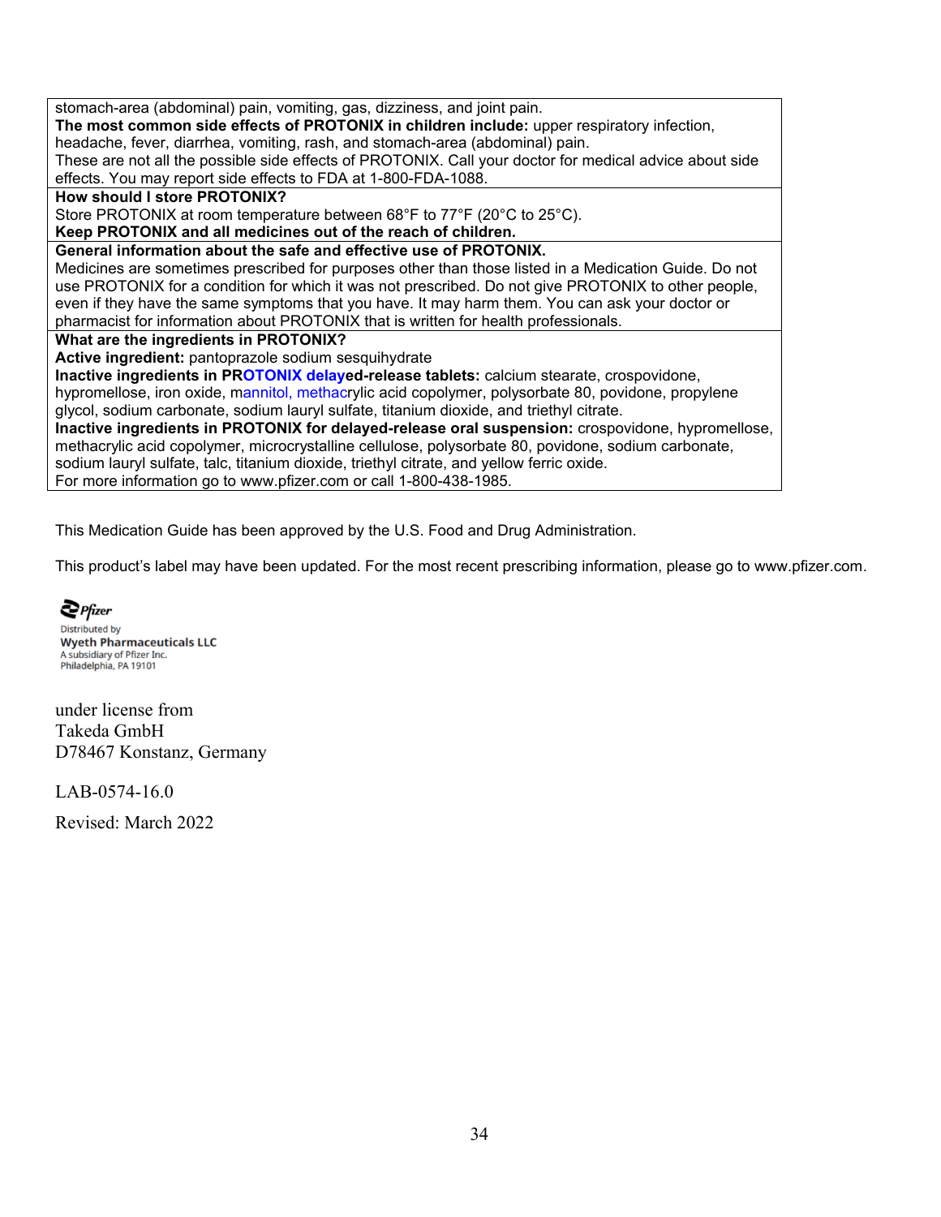stomach-area (abdominal) pain, vomiting, gas, dizziness, and joint pain.

**The most common side effects of PROTONIX in children include:** upper respiratory infection, headache, fever, diarrhea, vomiting, rash, and stomach-area (abdominal) pain.

These are not all the possible side effects of PROTONIX. Call your doctor for medical advice about side effects. You may report side effects to FDA at 1-800-FDA-1088.

**How should I store PROTONIX?**

Store PROTONIX at room temperature between 68°F to 77°F (20°C to 25°C).

**Keep PROTONIX and all medicines out of the reach of children.**

**General information about the safe and effective use of PROTONIX.**

Medicines are sometimes prescribed for purposes other than those listed in a Medication Guide. Do not use PROTONIX for a condition for which it was not prescribed. Do not give PROTONIX to other people, even if they have the same symptoms that you have. It may harm them. You can ask your doctor or pharmacist for information about PROTONIX that is written for health professionals.

**What are the ingredients in PROTONIX?**

**Active ingredient:** pantoprazole sodium sesquihydrate

**Inactive ingredients in PROTONIX delayed-release tablets:** calcium stearate, crospovidone, hypromellose, iron oxide, mannitol, methacrylic acid copolymer, polysorbate 80, povidone, propylene glycol, sodium carbonate, sodium lauryl sulfate, titanium dioxide, and triethyl citrate.

**Inactive ingredients in PROTONIX for delayed-release oral suspension:** crospovidone, hypromellose, methacrylic acid copolymer, microcrystalline cellulose, polysorbate 80, povidone, sodium carbonate, sodium lauryl sulfate, talc, titanium dioxide, triethyl citrate, and yellow ferric oxide.

For more information go to www.pfizer.com or call 1-800-438-1985.

This Medication Guide has been approved by the U.S. Food and Drug Administration.

This product's label may have been updated. For the most recent prescribing information, please go to www.pfizer.com.

Pfizer

Distributed by
**Wyeth Pharmaceuticals LLC**
A subsidiary of Pfizer Inc.
Philadelphia, PA 19101

under license from
Takeda GmbH
D78467 Konstanz, Germany

LAB-0574-16.0

Revised: March 2022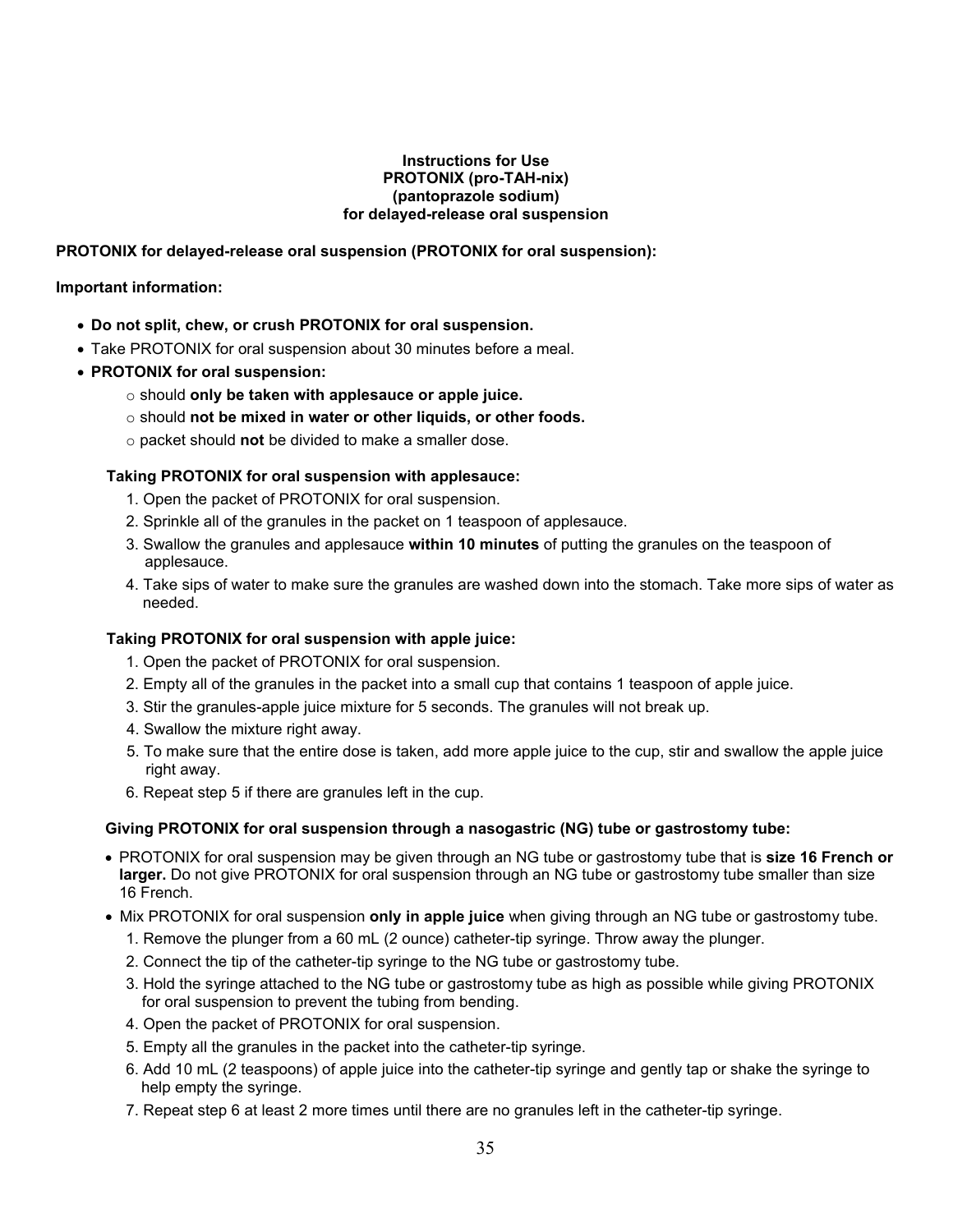**Instructions for Use**
**PROTONIX (pro-TAH-nix)**
**(pantoprazole sodium)**
**for delayed-release oral suspension**

**PROTONIX for delayed-release oral suspension (PROTONIX for oral suspension):**

**Important information:**

- **Do not split, chew, or crush PROTONIX for oral suspension.**
- Take PROTONIX for oral suspension about 30 minutes before a meal.
- **PROTONIX for oral suspension:**
  - should **only be taken with applesauce or apple juice.**
  - should **not be mixed in water or other liquids, or other foods.**
  - packet should **not** be divided to make a smaller dose.

**Taking PROTONIX for oral suspension with applesauce:**

1. Open the packet of PROTONIX for oral suspension.
2. Sprinkle all of the granules in the packet on 1 teaspoon of applesauce.
3. Swallow the granules and applesauce **within 10 minutes** of putting the granules on the teaspoon of applesauce.
4. Take sips of water to make sure the granules are washed down into the stomach. Take more sips of water as needed.

**Taking PROTONIX for oral suspension with apple juice:**

1. Open the packet of PROTONIX for oral suspension.
2. Empty all of the granules in the packet into a small cup that contains 1 teaspoon of apple juice.
3. Stir the granules-apple juice mixture for 5 seconds. The granules will not break up.
4. Swallow the mixture right away.
5. To make sure that the entire dose is taken, add more apple juice to the cup, stir and swallow the apple juice right away.
6. Repeat step 5 if there are granules left in the cup.

**Giving PROTONIX for oral suspension through a nasogastric (NG) tube or gastrostomy tube:**

- PROTONIX for oral suspension may be given through an NG tube or gastrostomy tube that is **size 16 French or larger.** Do not give PROTONIX for oral suspension through an NG tube or gastrostomy tube smaller than size 16 French.
- Mix PROTONIX for oral suspension **only in apple juice** when giving through an NG tube or gastrostomy tube.

1. Remove the plunger from a 60 mL (2 ounce) catheter-tip syringe. Throw away the plunger.
2. Connect the tip of the catheter-tip syringe to the NG tube or gastrostomy tube.
3. Hold the syringe attached to the NG tube or gastrostomy tube as high as possible while giving PROTONIX for oral suspension to prevent the tubing from bending.
4. Open the packet of PROTONIX for oral suspension.
5. Empty all the granules in the packet into the catheter-tip syringe.
6. Add 10 mL (2 teaspoons) of apple juice into the catheter-tip syringe and gently tap or shake the syringe to help empty the syringe.
7. Repeat step 6 at least 2 more times until there are no granules left in the catheter-tip syringe.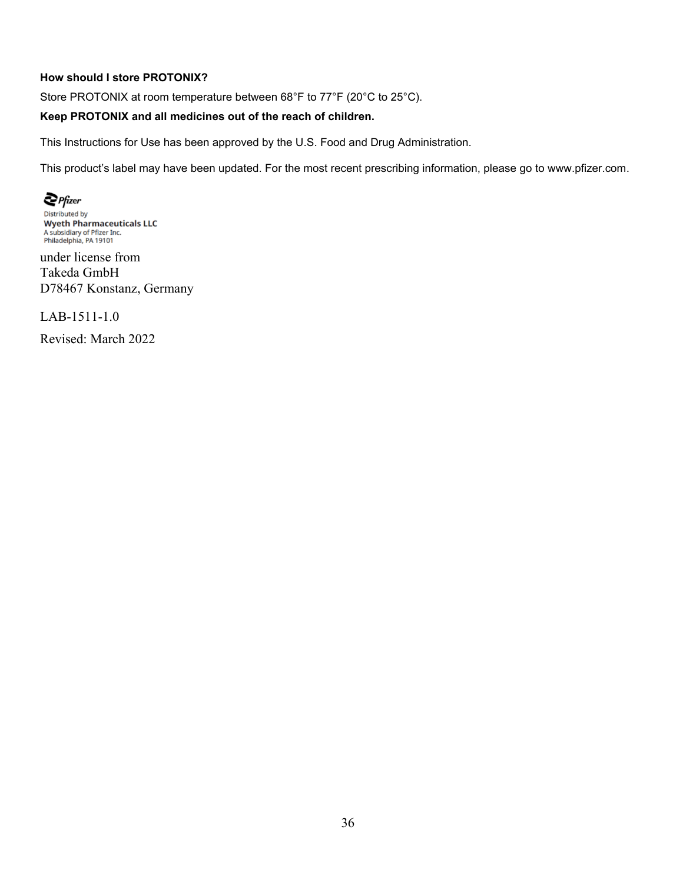**How should I store PROTONIX?**

Store PROTONIX at room temperature between 68°F to 77°F (20°C to 25°C).

**Keep PROTONIX and all medicines out of the reach of children.**

This Instructions for Use has been approved by the U.S. Food and Drug Administration.

This product's label may have been updated. For the most recent prescribing information, please go to www.pfizer.com.

Pfizer

Distributed by
**Wyeth Pharmaceuticals LLC**
A subsidiary of Pfizer Inc.
Philadelphia, PA 19101

under license from
Takeda GmbH
D78467 Konstanz, Germany

LAB-1511-1.0

Revised: March 2022